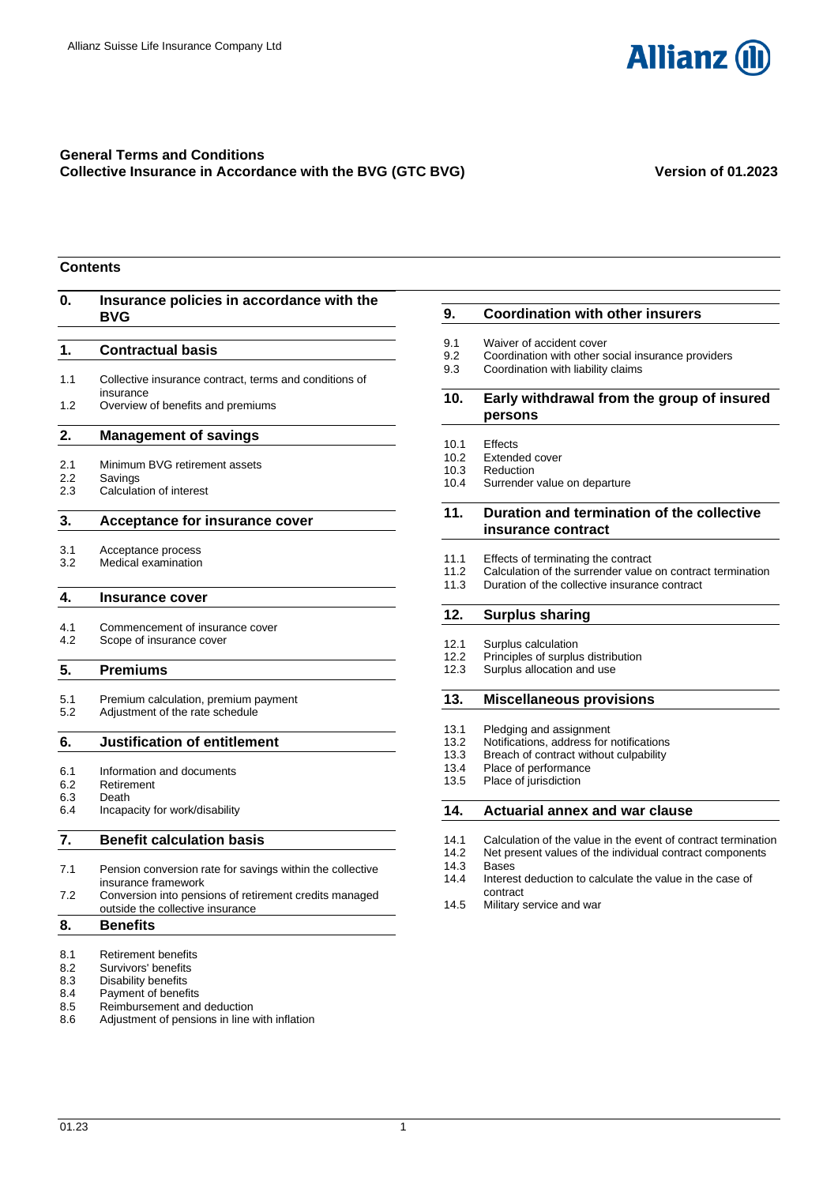Allianz Suisse Life Insurance Company Ltd

# General Terms and Conditions
# Collective Insurance in Accordance with the BVG (GTC BVG)

**Version of 01.2023**

## Contents

**0. Insurance policies in accordance with the BVG**

**1. Contractual basis**

- 1.1 Collective insurance contract, terms and conditions of insurance
- 1.2 Overview of benefits and premiums

**2. Management of savings**

- 2.1 Minimum BVG retirement assets
- 2.2 Savings
- 2.3 Calculation of interest

**3. Acceptance for insurance cover**

- 3.1 Acceptance process
- 3.2 Medical examination

**4. Insurance cover**

- 4.1 Commencement of insurance cover
- 4.2 Scope of insurance cover

**5. Premiums**

- 5.1 Premium calculation, premium payment
- 5.2 Adjustment of the rate schedule

**6. Justification of entitlement**

- 6.1 Information and documents
- 6.2 Retirement
- 6.3 Death
- 6.4 Incapacity for work/disability

**7. Benefit calculation basis**

- 7.1 Pension conversion rate for savings within the collective insurance framework
- 7.2 Conversion into pensions of retirement credits managed outside the collective insurance

**8. Benefits**

- 8.1 Retirement benefits
- 8.2 Survivors' benefits
- 8.3 Disability benefits
- 8.4 Payment of benefits
- 8.5 Reimbursement and deduction
- 8.6 Adjustment of pensions in line with inflation

**9. Coordination with other insurers**

- 9.1 Waiver of accident cover
- 9.2 Coordination with other social insurance providers
- 9.3 Coordination with liability claims

**10. Early withdrawal from the group of insured persons**

- 10.1 Effects
- 10.2 Extended cover
- 10.3 Reduction
- 10.4 Surrender value on departure

**11. Duration and termination of the collective insurance contract**

- 11.1 Effects of terminating the contract
- 11.2 Calculation of the surrender value on contract termination
- 11.3 Duration of the collective insurance contract

**12. Surplus sharing**

- 12.1 Surplus calculation
- 12.2 Principles of surplus distribution
- 12.3 Surplus allocation and use

**13. Miscellaneous provisions**

- 13.1 Pledging and assignment
- 13.2 Notifications, address for notifications
- 13.3 Breach of contract without culpability
- 13.4 Place of performance
- 13.5 Place of jurisdiction

**14. Actuarial annex and war clause**

- 14.1 Calculation of the value in the event of contract termination
- 14.2 Net present values of the individual contract components
- 14.3 Bases
- 14.4 Interest deduction to calculate the value in the case of contract
- 14.5 Military service and war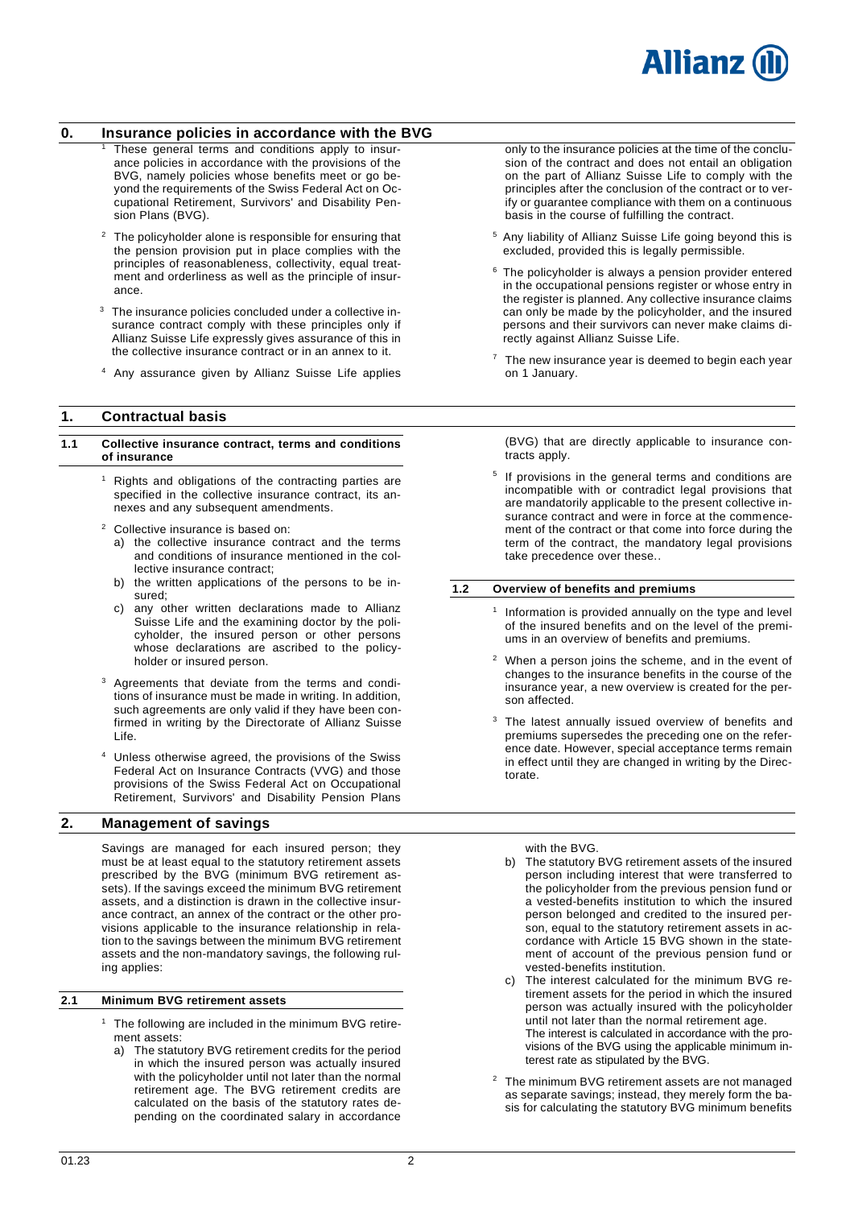## 0. Insurance policies in accordance with the BVG

[1] These general terms and conditions apply to insurance policies in accordance with the provisions of the BVG, namely policies whose benefits meet or go beyond the requirements of the Swiss Federal Act on Occupational Retirement, Survivors' and Disability Pension Plans (BVG).

[2] The policyholder alone is responsible for ensuring that the pension provision put in place complies with the principles of reasonableness, collectivity, equal treatment and orderliness as well as the principle of insurance.

[3] The insurance policies concluded under a collective insurance contract comply with these principles only if Allianz Suisse Life expressly gives assurance of this in the collective insurance contract or in an annex to it.

[4] Any assurance given by Allianz Suisse Life applies only to the insurance policies at the time of the conclusion of the contract and does not entail an obligation on the part of Allianz Suisse Life to comply with the principles after the conclusion of the contract or to verify or guarantee compliance with them on a continuous basis in the course of fulfilling the contract.

[5] Any liability of Allianz Suisse Life going beyond this is excluded, provided this is legally permissible.

[6] The policyholder is always a pension provider entered in the occupational pensions register or whose entry in the register is planned. Any collective insurance claims can only be made by the policyholder, and the insured persons and their survivors can never make claims directly against Allianz Suisse Life.

[7] The new insurance year is deemed to begin each year on 1 January.

## 1. Contractual basis

### 1.1 Collective insurance contract, terms and conditions of insurance

[1] Rights and obligations of the contracting parties are specified in the collective insurance contract, its annexes and any subsequent amendments.

[2] Collective insurance is based on:

a) the collective insurance contract and the terms and conditions of insurance mentioned in the collective insurance contract;
b) the written applications of the persons to be insured;
c) any other written declarations made to Allianz Suisse Life and the examining doctor by the policyholder, the insured person or other persons whose declarations are ascribed to the policyholder or insured person.

[3] Agreements that deviate from the terms and conditions of insurance must be made in writing. In addition, such agreements are only valid if they have been confirmed in writing by the Directorate of Allianz Suisse Life.

[4] Unless otherwise agreed, the provisions of the Swiss Federal Act on Insurance Contracts (VVG) and those provisions of the Swiss Federal Act on Occupational Retirement, Survivors' and Disability Pension Plans (BVG) that are directly applicable to insurance contracts apply.

[5] If provisions in the general terms and conditions are incompatible with or contradict legal provisions that are mandatorily applicable to the present collective insurance contract and were in force at the commencement of the contract or that come into force during the term of the contract, the mandatory legal provisions take precedence over these..

### 1.2 Overview of benefits and premiums

[1] Information is provided annually on the type and level of the insured benefits and on the level of the premiums in an overview of benefits and premiums.

[2] When a person joins the scheme, and in the event of changes to the insurance benefits in the course of the insurance year, a new overview is created for the person affected.

[3] The latest annually issued overview of benefits and premiums supersedes the preceding one on the reference date. However, special acceptance terms remain in effect until they are changed in writing by the Directorate.

## 2. Management of savings

Savings are managed for each insured person; they must be at least equal to the statutory retirement assets prescribed by the BVG (minimum BVG retirement assets). If the savings exceed the minimum BVG retirement assets, and a distinction is drawn in the collective insurance contract, an annex of the contract or the other provisions applicable to the insurance relationship in relation to the savings between the minimum BVG retirement assets and the non-mandatory savings, the following ruling applies:

### 2.1 Minimum BVG retirement assets

[1] The following are included in the minimum BVG retirement assets:

a) The statutory BVG retirement credits for the period in which the insured person was actually insured with the policyholder until not later than the normal retirement age. The BVG retirement credits are calculated on the basis of the statutory rates depending on the coordinated salary in accordance with the BVG.
b) The statutory BVG retirement assets of the insured person including interest that were transferred to the policyholder from the previous pension fund or a vested-benefits institution to which the insured person belonged and credited to the insured person, equal to the statutory retirement assets in accordance with Article 15 BVG shown in the statement of account of the previous pension fund or vested-benefits institution.
c) The interest calculated for the minimum BVG retirement assets for the period in which the insured person was actually insured with the policyholder until not later than the normal retirement age.
The interest is calculated in accordance with the provisions of the BVG using the applicable minimum interest rate as stipulated by the BVG.

[2] The minimum BVG retirement assets are not managed as separate savings; instead, they merely form the basis for calculating the statutory BVG minimum benefits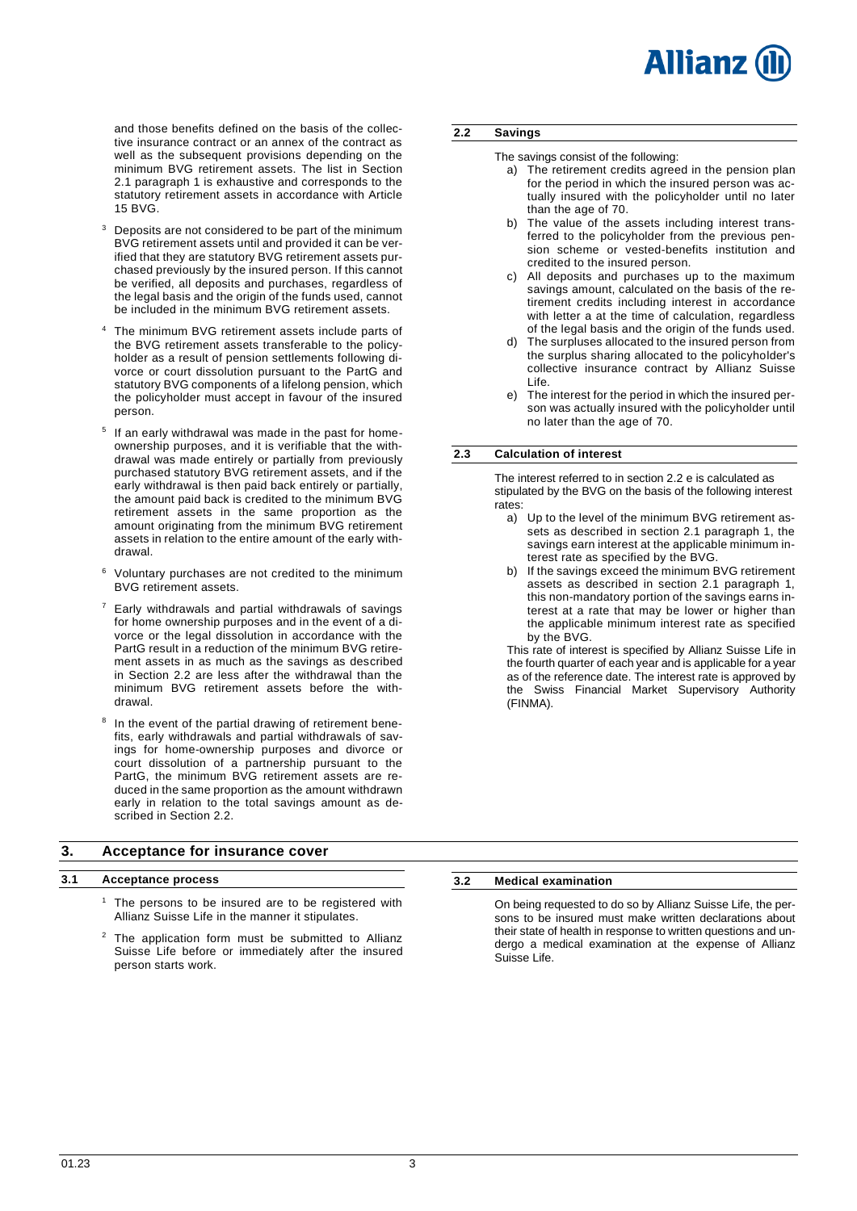and those benefits defined on the basis of the collective insurance contract or an annex of the contract as well as the subsequent provisions depending on the minimum BVG retirement assets. The list in Section 2.1 paragraph 1 is exhaustive and corresponds to the statutory retirement assets in accordance with Article 15 BVG.

[3] Deposits are not considered to be part of the minimum BVG retirement assets until and provided it can be verified that they are statutory BVG retirement assets purchased previously by the insured person. If this cannot be verified, all deposits and purchases, regardless of the legal basis and the origin of the funds used, cannot be included in the minimum BVG retirement assets.

[4] The minimum BVG retirement assets include parts of the BVG retirement assets transferable to the policyholder as a result of pension settlements following divorce or court dissolution pursuant to the PartG and statutory BVG components of a lifelong pension, which the policyholder must accept in favour of the insured person.

[5] If an early withdrawal was made in the past for home-ownership purposes, and it is verifiable that the withdrawal was made entirely or partially from previously purchased statutory BVG retirement assets, and if the early withdrawal is then paid back entirely or partially, the amount paid back is credited to the minimum BVG retirement assets in the same proportion as the amount originating from the minimum BVG retirement assets in relation to the entire amount of the early withdrawal.

[6] Voluntary purchases are not credited to the minimum BVG retirement assets.

[7] Early withdrawals and partial withdrawals of savings for home ownership purposes and in the event of a divorce or the legal dissolution in accordance with the PartG result in a reduction of the minimum BVG retirement assets in as much as the savings as described in Section 2.2 are less after the withdrawal than the minimum BVG retirement assets before the withdrawal.

[8] In the event of the partial drawing of retirement benefits, early withdrawals and partial withdrawals of savings for home-ownership purposes and divorce or court dissolution of a partnership pursuant to the PartG, the minimum BVG retirement assets are reduced in the same proportion as the amount withdrawn early in relation to the total savings amount as described in Section 2.2.

### 2.2 Savings

The savings consist of the following:

a) The retirement credits agreed in the pension plan for the period in which the insured person was actually insured with the policyholder until no later than the age of 70.
b) The value of the assets including interest transferred to the policyholder from the previous pension scheme or vested-benefits institution and credited to the insured person.
c) All deposits and purchases up to the maximum savings amount, calculated on the basis of the retirement credits including interest in accordance with letter a at the time of calculation, regardless of the legal basis and the origin of the funds used.
d) The surpluses allocated to the insured person from the surplus sharing allocated to the policyholder's collective insurance contract by Allianz Suisse Life.
e) The interest for the period in which the insured person was actually insured with the policyholder until no later than the age of 70.

### 2.3 Calculation of interest

The interest referred to in section 2.2 e is calculated as stipulated by the BVG on the basis of the following interest rates:

a) Up to the level of the minimum BVG retirement assets as described in section 2.1 paragraph 1, the savings earn interest at the applicable minimum interest rate as specified by the BVG.
b) If the savings exceed the minimum BVG retirement assets as described in section 2.1 paragraph 1, this non-mandatory portion of the savings earns interest at a rate that may be lower or higher than the applicable minimum interest rate as specified by the BVG.

This rate of interest is specified by Allianz Suisse Life in the fourth quarter of each year and is applicable for a year as of the reference date. The interest rate is approved by the Swiss Financial Market Supervisory Authority (FINMA).

## 3. Acceptance for insurance cover

### 3.1 Acceptance process

[1] The persons to be insured are to be registered with Allianz Suisse Life in the manner it stipulates.

[2] The application form must be submitted to Allianz Suisse Life before or immediately after the insured person starts work.

### 3.2 Medical examination

On being requested to do so by Allianz Suisse Life, the persons to be insured must make written declarations about their state of health in response to written questions and undergo a medical examination at the expense of Allianz Suisse Life.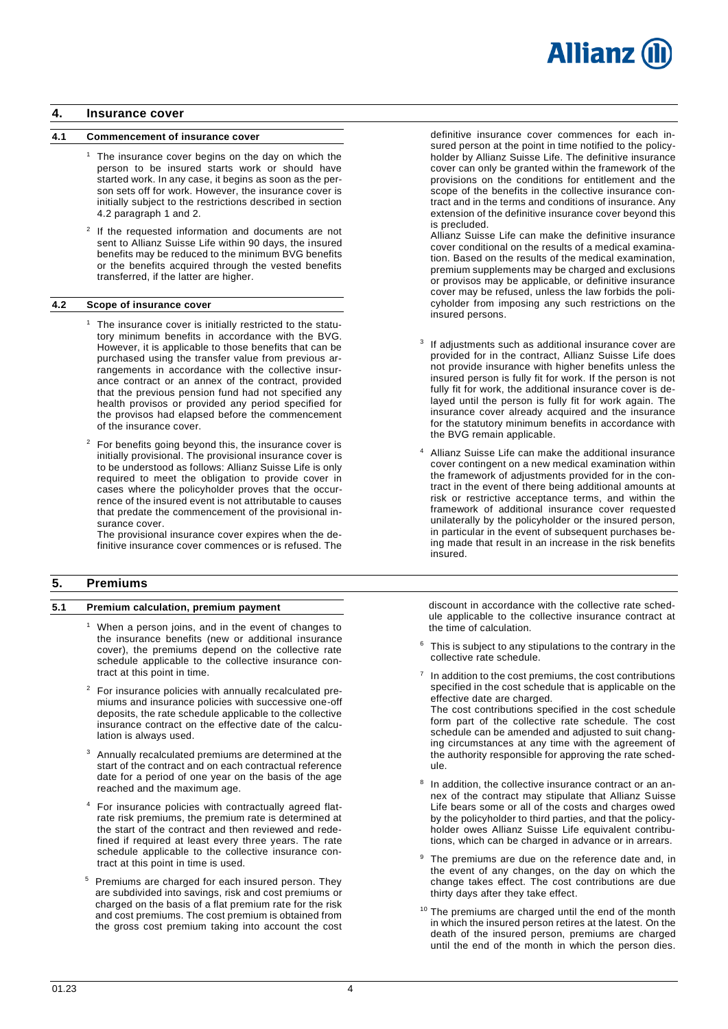## 4. Insurance cover

### 4.1 Commencement of insurance cover

[1] The insurance cover begins on the day on which the person to be insured starts work or should have started work. In any case, it begins as soon as the person sets off for work. However, the insurance cover is initially subject to the restrictions described in section 4.2 paragraph 1 and 2.

[2] If the requested information and documents are not sent to Allianz Suisse Life within 90 days, the insured benefits may be reduced to the minimum BVG benefits or the benefits acquired through the vested benefits transferred, if the latter are higher.

### 4.2 Scope of insurance cover

[1] The insurance cover is initially restricted to the statutory minimum benefits in accordance with the BVG. However, it is applicable to those benefits that can be purchased using the transfer value from previous arrangements in accordance with the collective insurance contract or an annex of the contract, provided that the previous pension fund had not specified any health provisos or provided any period specified for the provisos had elapsed before the commencement of the insurance cover.

[2] For benefits going beyond this, the insurance cover is initially provisional. The provisional insurance cover is to be understood as follows: Allianz Suisse Life is only required to meet the obligation to provide cover in cases where the policyholder proves that the occurrence of the insured event is not attributable to causes that predate the commencement of the provisional insurance cover.
The provisional insurance cover expires when the definitive insurance cover commences or is refused. The definitive insurance cover commences for each insured person at the point in time notified to the policyholder by Allianz Suisse Life. The definitive insurance cover can only be granted within the framework of the provisions on the conditions for entitlement and the scope of the benefits in the collective insurance contract and in the terms and conditions of insurance. Any extension of the definitive insurance cover beyond this is precluded.
Allianz Suisse Life can make the definitive insurance cover conditional on the results of a medical examination. Based on the results of the medical examination, premium supplements may be charged and exclusions or provisos may be applicable, or definitive insurance cover may be refused, unless the law forbids the policyholder from imposing any such restrictions on the insured persons.

[3] If adjustments such as additional insurance cover are provided for in the contract, Allianz Suisse Life does not provide insurance with higher benefits unless the insured person is fully fit for work. If the person is not fully fit for work, the additional insurance cover is delayed until the person is fully fit for work again. The insurance cover already acquired and the insurance for the statutory minimum benefits in accordance with the BVG remain applicable.

[4] Allianz Suisse Life can make the additional insurance cover contingent on a new medical examination within the framework of adjustments provided for in the contract in the event of there being additional amounts at risk or restrictive acceptance terms, and within the framework of additional insurance cover requested unilaterally by the policyholder or the insured person, in particular in the event of subsequent purchases being made that result in an increase in the risk benefits insured.

## 5. Premiums

### 5.1 Premium calculation, premium payment

[1] When a person joins, and in the event of changes to the insurance benefits (new or additional insurance cover), the premiums depend on the collective rate schedule applicable to the collective insurance contract at this point in time.

[2] For insurance policies with annually recalculated premiums and insurance policies with successive one-off deposits, the rate schedule applicable to the collective insurance contract on the effective date of the calculation is always used.

[3] Annually recalculated premiums are determined at the start of the contract and on each contractual reference date for a period of one year on the basis of the age reached and the maximum age.

[4] For insurance policies with contractually agreed flat-rate risk premiums, the premium rate is determined at the start of the contract and then reviewed and redefined if required at least every three years. The rate schedule applicable to the collective insurance contract at this point in time is used.

[5] Premiums are charged for each insured person. They are subdivided into savings, risk and cost premiums or charged on the basis of a flat premium rate for the risk and cost premiums. The cost premium is obtained from the gross cost premium taking into account the cost discount in accordance with the collective rate schedule applicable to the collective insurance contract at the time of calculation.

[6] This is subject to any stipulations to the contrary in the collective rate schedule.

[7] In addition to the cost premiums, the cost contributions specified in the cost schedule that is applicable on the effective date are charged.
The cost contributions specified in the cost schedule form part of the collective rate schedule. The cost schedule can be amended and adjusted to suit changing circumstances at any time with the agreement of the authority responsible for approving the rate schedule.

[8] In addition, the collective insurance contract or an annex of the contract may stipulate that Allianz Suisse Life bears some or all of the costs and charges owed by the policyholder to third parties, and that the policyholder owes Allianz Suisse Life equivalent contributions, which can be charged in advance or in arrears.

[9] The premiums are due on the reference date and, in the event of any changes, on the day on which the change takes effect. The cost contributions are due thirty days after they take effect.

[10] The premiums are charged until the end of the month in which the insured person retires at the latest. On the death of the insured person, premiums are charged until the end of the month in which the person dies.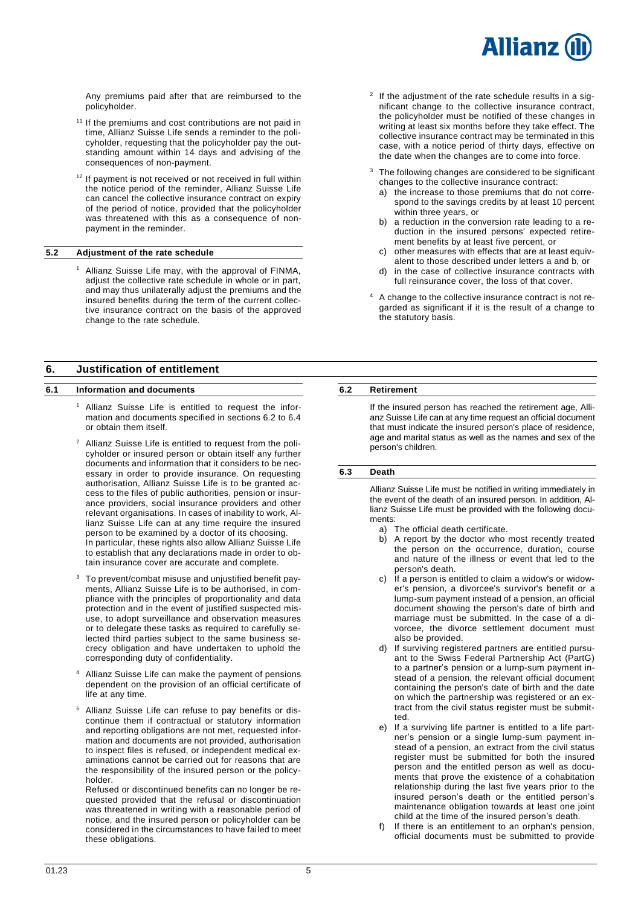Any premiums paid after that are reimbursed to the policyholder.

[11] If the premiums and cost contributions are not paid in time, Allianz Suisse Life sends a reminder to the policyholder, requesting that the policyholder pay the outstanding amount within 14 days and advising of the consequences of non-payment.

[12] If payment is not received or not received in full within the notice period of the reminder, Allianz Suisse Life can cancel the collective insurance contract on expiry of the period of notice, provided that the policyholder was threatened with this as a consequence of non-payment in the reminder.

### 5.2 Adjustment of the rate schedule

[1] Allianz Suisse Life may, with the approval of FINMA, adjust the collective rate schedule in whole or in part, and may thus unilaterally adjust the premiums and the insured benefits during the term of the current collective insurance contract on the basis of the approved change to the rate schedule.

[2] If the adjustment of the rate schedule results in a significant change to the collective insurance contract, the policyholder must be notified of these changes in writing at least six months before they take effect. The collective insurance contract may be terminated in this case, with a notice period of thirty days, effective on the date when the changes are to come into force.

[3] The following changes are considered to be significant changes to the collective insurance contract:

a) the increase to those premiums that do not correspond to the savings credits by at least 10 percent within three years, or
b) a reduction in the conversion rate leading to a reduction in the insured persons' expected retirement benefits by at least five percent, or
c) other measures with effects that are at least equivalent to those described under letters a and b, or
d) in the case of collective insurance contracts with full reinsurance cover, the loss of that cover.

[4] A change to the collective insurance contract is not regarded as significant if it is the result of a change to the statutory basis.

## 6. Justification of entitlement

### 6.1 Information and documents

[1] Allianz Suisse Life is entitled to request the information and documents specified in sections 6.2 to 6.4 or obtain them itself.

[2] Allianz Suisse Life is entitled to request from the policyholder or insured person or obtain itself any further documents and information that it considers to be necessary in order to provide insurance. On requesting authorisation, Allianz Suisse Life is to be granted access to the files of public authorities, pension or insurance providers, social insurance providers and other relevant organisations. In cases of inability to work, Allianz Suisse Life can at any time require the insured person to be examined by a doctor of its choosing. In particular, these rights also allow Allianz Suisse Life to establish that any declarations made in order to obtain insurance cover are accurate and complete.

[3] To prevent/combat misuse and unjustified benefit payments, Allianz Suisse Life is to be authorised, in compliance with the principles of proportionality and data protection and in the event of justified suspected misuse, to adopt surveillance and observation measures or to delegate these tasks as required to carefully selected third parties subject to the same business secrecy obligation and have undertaken to uphold the corresponding duty of confidentiality.

[4] Allianz Suisse Life can make the payment of pensions dependent on the provision of an official certificate of life at any time.

[5] Allianz Suisse Life can refuse to pay benefits or discontinue them if contractual or statutory information and reporting obligations are not met, requested information and documents are not provided, authorisation to inspect files is refused, or independent medical examinations cannot be carried out for reasons that are the responsibility of the insured person or the policyholder.
Refused or discontinued benefits can no longer be requested provided that the refusal or discontinuation was threatened in writing with a reasonable period of notice, and the insured person or policyholder can be considered in the circumstances to have failed to meet these obligations.

### 6.2 Retirement

If the insured person has reached the retirement age, Allianz Suisse Life can at any time request an official document that must indicate the insured person's place of residence, age and marital status as well as the names and sex of the person's children.

### 6.3 Death

Allianz Suisse Life must be notified in writing immediately in the event of the death of an insured person. In addition, Allianz Suisse Life must be provided with the following documents:

a) The official death certificate.
b) A report by the doctor who most recently treated the person on the occurrence, duration, course and nature of the illness or event that led to the person's death.
c) If a person is entitled to claim a widow's or widower's pension, a divorcee's survivor's benefit or a lump-sum payment instead of a pension, an official document showing the person's date of birth and marriage must be submitted. In the case of a divorcee, the divorce settlement document must also be provided.
d) If surviving registered partners are entitled pursuant to the Swiss Federal Partnership Act (PartG) to a partner's pension or a lump-sum payment instead of a pension, the relevant official document containing the person's date of birth and the date on which the partnership was registered or an extract from the civil status register must be submitted.
e) If a surviving life partner is entitled to a life partner's pension or a single lump-sum payment instead of a pension, an extract from the civil status register must be submitted for both the insured person and the entitled person as well as documents that prove the existence of a cohabitation relationship during the last five years prior to the insured person's death or the entitled person's maintenance obligation towards at least one joint child at the time of the insured person's death.
f) If there is an entitlement to an orphan's pension, official documents must be submitted to provide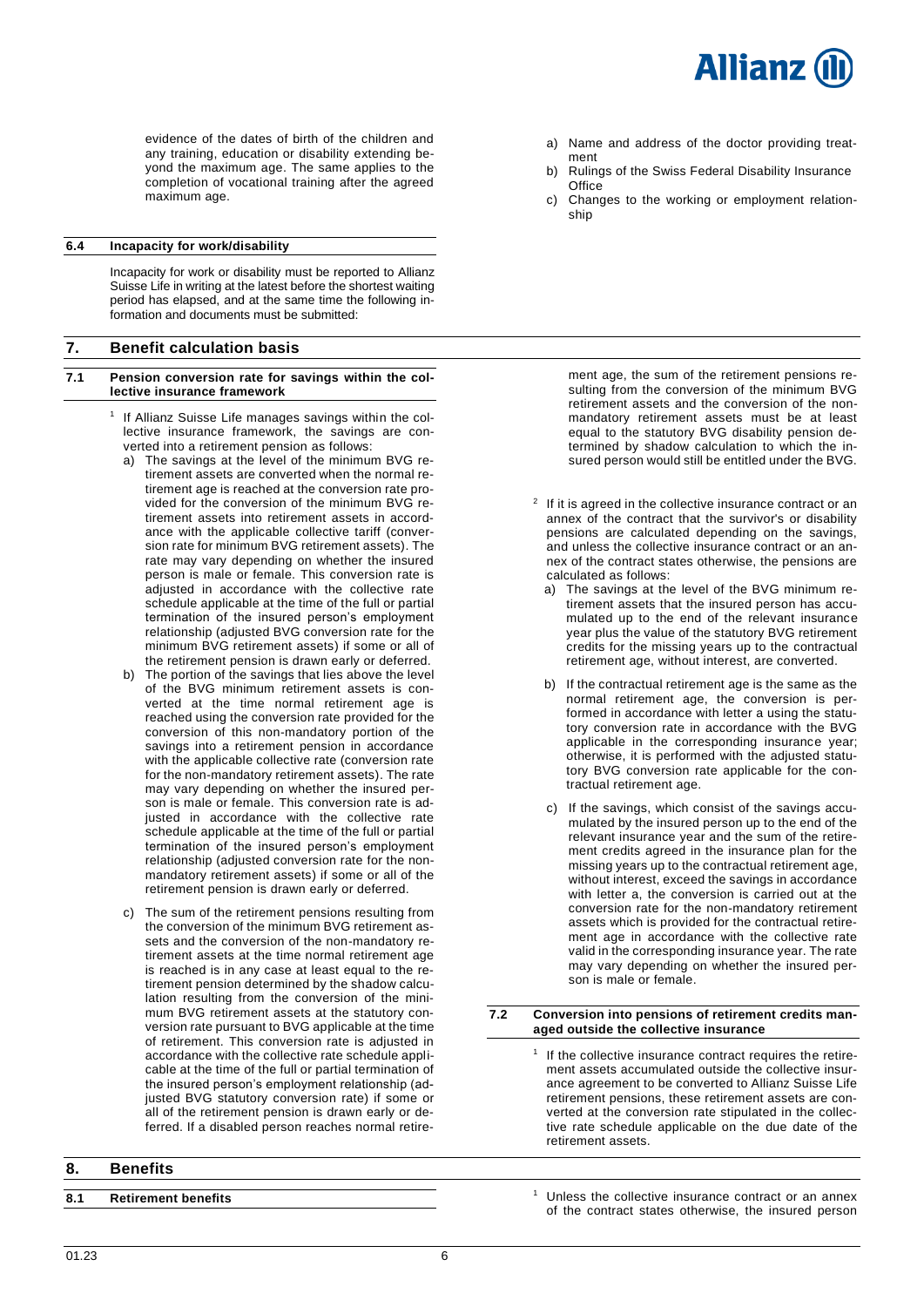evidence of the dates of birth of the children and any training, education or disability extending beyond the maximum age. The same applies to the completion of vocational training after the agreed maximum age.

### 6.4 Incapacity for work/disability

Incapacity for work or disability must be reported to Allianz Suisse Life in writing at the latest before the shortest waiting period has elapsed, and at the same time the following information and documents must be submitted:

a) Name and address of the doctor providing treatment
b) Rulings of the Swiss Federal Disability Insurance Office
c) Changes to the working or employment relationship

## 7. Benefit calculation basis

### 7.1 Pension conversion rate for savings within the collective insurance framework

[1] If Allianz Suisse Life manages savings within the collective insurance framework, the savings are converted into a retirement pension as follows:

a) The savings at the level of the minimum BVG retirement assets are converted when the normal retirement age is reached at the conversion rate provided for the conversion of the minimum BVG retirement assets into retirement assets in accordance with the applicable collective tariff (conversion rate for minimum BVG retirement assets). The rate may vary depending on whether the insured person is male or female. This conversion rate is adjusted in accordance with the collective rate schedule applicable at the time of the full or partial termination of the insured person's employment relationship (adjusted BVG conversion rate for the minimum BVG retirement assets) if some or all of the retirement pension is drawn early or deferred.

b) The portion of the savings that lies above the level of the BVG minimum retirement assets is converted at the time normal retirement age is reached using the conversion rate provided for the conversion of this non-mandatory portion of the savings into a retirement pension in accordance with the applicable collective rate (conversion rate for the non-mandatory retirement assets). The rate may vary depending on whether the insured person is male or female. This conversion rate is adjusted in accordance with the collective rate schedule applicable at the time of the full or partial termination of the insured person's employment relationship (adjusted conversion rate for the non-mandatory retirement assets) if some or all of the retirement pension is drawn early or deferred.

c) The sum of the retirement pensions resulting from the conversion of the minimum BVG retirement assets and the conversion of the non-mandatory retirement assets at the time normal retirement age is reached is in any case at least equal to the retirement pension determined by the shadow calculation resulting from the conversion of the minimum BVG retirement assets at the statutory conversion rate pursuant to BVG applicable at the time of retirement. This conversion rate is adjusted in accordance with the collective rate schedule applicable at the time of the full or partial termination of the insured person's employment relationship (adjusted BVG statutory conversion rate) if some or all of the retirement pension is drawn early or deferred. If a disabled person reaches normal retirement age, the sum of the retirement pensions resulting from the conversion of the minimum BVG retirement assets and the conversion of the non-mandatory retirement assets must be at least equal to the statutory BVG disability pension determined by shadow calculation to which the insured person would still be entitled under the BVG.

[2] If it is agreed in the collective insurance contract or an annex of the contract that the survivor's or disability pensions are calculated depending on the savings, and unless the collective insurance contract or an annex of the contract states otherwise, the pensions are calculated as follows:

a) The savings at the level of the BVG minimum retirement assets that the insured person has accumulated up to the end of the relevant insurance year plus the value of the statutory BVG retirement credits for the missing years up to the contractual retirement age, without interest, are converted.

b) If the contractual retirement age is the same as the normal retirement age, the conversion is performed in accordance with letter a using the statutory conversion rate in accordance with the BVG applicable in the corresponding insurance year; otherwise, it is performed with the adjusted statutory BVG conversion rate applicable for the contractual retirement age.

c) If the savings, which consist of the savings accumulated by the insured person up to the end of the relevant insurance year and the sum of the retirement credits agreed in the insurance plan for the missing years up to the contractual retirement age, without interest, exceed the savings in accordance with letter a, the conversion is carried out at the conversion rate for the non-mandatory retirement assets which is provided for the contractual retirement age in accordance with the collective rate valid in the corresponding insurance year. The rate may vary depending on whether the insured person is male or female.

### 7.2 Conversion into pensions of retirement credits managed outside the collective insurance

[1] If the collective insurance contract requires the retirement assets accumulated outside the collective insurance agreement to be converted to Allianz Suisse Life retirement pensions, these retirement assets are converted at the conversion rate stipulated in the collective rate schedule applicable on the due date of the retirement assets.

## 8. Benefits

### 8.1 Retirement benefits

[1] Unless the collective insurance contract or an annex of the contract states otherwise, the insured person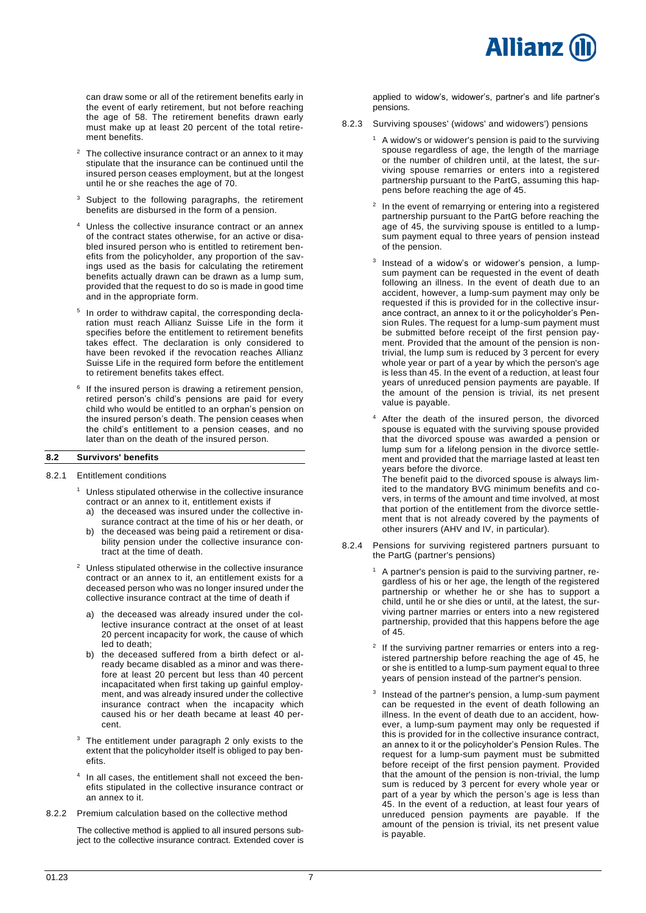can draw some or all of the retirement benefits early in the event of early retirement, but not before reaching the age of 58. The retirement benefits drawn early must make up at least 20 percent of the total retirement benefits.

[2] The collective insurance contract or an annex to it may stipulate that the insurance can be continued until the insured person ceases employment, but at the longest until he or she reaches the age of 70.

[3] Subject to the following paragraphs, the retirement benefits are disbursed in the form of a pension.

[4] Unless the collective insurance contract or an annex of the contract states otherwise, for an active or disabled insured person who is entitled to retirement benefits from the policyholder, any proportion of the savings used as the basis for calculating the retirement benefits actually drawn can be drawn as a lump sum, provided that the request to do so is made in good time and in the appropriate form.

[5] In order to withdraw capital, the corresponding declaration must reach Allianz Suisse Life in the form it specifies before the entitlement to retirement benefits takes effect. The declaration is only considered to have been revoked if the revocation reaches Allianz Suisse Life in the required form before the entitlement to retirement benefits takes effect.

[6] If the insured person is drawing a retirement pension, retired person's child's pensions are paid for every child who would be entitled to an orphan's pension on the insured person's death. The pension ceases when the child's entitlement to a pension ceases, and no later than on the death of the insured person.

## 8.2 Survivors' benefits

8.2.1 Entitlement conditions

[1] Unless stipulated otherwise in the collective insurance contract or an annex to it, entitlement exists if

a) the deceased was insured under the collective insurance contract at the time of his or her death, or
b) the deceased was being paid a retirement or disability pension under the collective insurance contract at the time of death.

[2] Unless stipulated otherwise in the collective insurance contract or an annex to it, an entitlement exists for a deceased person who was no longer insured under the collective insurance contract at the time of death if

a) the deceased was already insured under the collective insurance contract at the onset of at least 20 percent incapacity for work, the cause of which led to death;
b) the deceased suffered from a birth defect or already became disabled as a minor and was therefore at least 20 percent but less than 40 percent incapacitated when first taking up gainful employment, and was already insured under the collective insurance contract when the incapacity which caused his or her death became at least 40 percent.

[3] The entitlement under paragraph 2 only exists to the extent that the policyholder itself is obliged to pay benefits.

[4] In all cases, the entitlement shall not exceed the benefits stipulated in the collective insurance contract or an annex to it.

8.2.2 Premium calculation based on the collective method

The collective method is applied to all insured persons subject to the collective insurance contract. Extended cover is applied to widow's, widower's, partner's and life partner's pensions.

8.2.3 Surviving spouses' (widows' and widowers') pensions

[1] A widow's or widower's pension is paid to the surviving spouse regardless of age, the length of the marriage or the number of children until, at the latest, the surviving spouse remarries or enters into a registered partnership pursuant to the PartG, assuming this happens before reaching the age of 45.

[2] In the event of remarrying or entering into a registered partnership pursuant to the PartG before reaching the age of 45, the surviving spouse is entitled to a lump-sum payment equal to three years of pension instead of the pension.

[3] Instead of a widow's or widower's pension, a lump-sum payment can be requested in the event of death following an illness. In the event of death due to an accident, however, a lump-sum payment may only be requested if this is provided for in the collective insurance contract, an annex to it or the policyholder's Pension Rules. The request for a lump-sum payment must be submitted before receipt of the first pension payment. Provided that the amount of the pension is non-trivial, the lump sum is reduced by 3 percent for every whole year or part of a year by which the person's age is less than 45. In the event of a reduction, at least four years of unreduced pension payments are payable. If the amount of the pension is trivial, its net present value is payable.

[4] After the death of the insured person, the divorced spouse is equated with the surviving spouse provided that the divorced spouse was awarded a pension or lump sum for a lifelong pension in the divorce settlement and provided that the marriage lasted at least ten years before the divorce.
The benefit paid to the divorced spouse is always limited to the mandatory BVG minimum benefits and covers, in terms of the amount and time involved, at most that portion of the entitlement from the divorce settlement that is not already covered by the payments of other insurers (AHV and IV, in particular).

8.2.4 Pensions for surviving registered partners pursuant to the PartG (partner's pensions)

[1] A partner's pension is paid to the surviving partner, regardless of his or her age, the length of the registered partnership or whether he or she has to support a child, until he or she dies or until, at the latest, the surviving partner marries or enters into a new registered partnership, provided that this happens before the age of 45.

[2] If the surviving partner remarries or enters into a registered partnership before reaching the age of 45, he or she is entitled to a lump-sum payment equal to three years of pension instead of the partner's pension.

[3] Instead of the partner's pension, a lump-sum payment can be requested in the event of death following an illness. In the event of death due to an accident, however, a lump-sum payment may only be requested if this is provided for in the collective insurance contract, an annex to it or the policyholder's Pension Rules. The request for a lump-sum payment must be submitted before receipt of the first pension payment. Provided that the amount of the pension is non-trivial, the lump sum is reduced by 3 percent for every whole year or part of a year by which the person's age is less than 45. In the event of a reduction, at least four years of unreduced pension payments are payable. If the amount of the pension is trivial, its net present value is payable.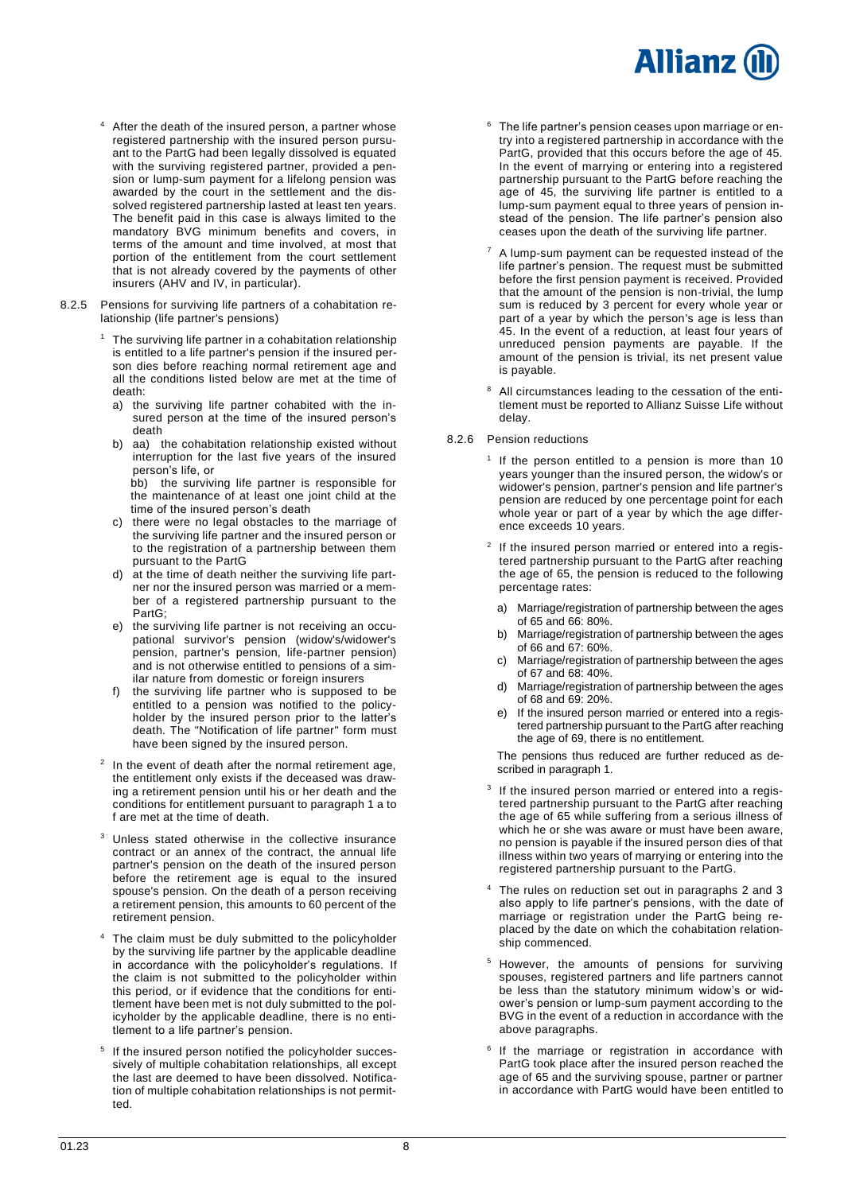[4] After the death of the insured person, a partner whose registered partnership with the insured person pursuant to the PartG had been legally dissolved is equated with the surviving registered partner, provided a pension or lump-sum payment for a lifelong pension was awarded by the court in the settlement and the dissolved registered partnership lasted at least ten years. The benefit paid in this case is always limited to the mandatory BVG minimum benefits and covers, in terms of the amount and time involved, at most that portion of the entitlement from the court settlement that is not already covered by the payments of other insurers (AHV and IV, in particular).

8.2.5 Pensions for surviving life partners of a cohabitation relationship (life partner's pensions)

[1] The surviving life partner in a cohabitation relationship is entitled to a life partner's pension if the insured person dies before reaching normal retirement age and all the conditions listed below are met at the time of death:

a) the surviving life partner cohabited with the insured person at the time of the insured person's death
b) aa) the cohabitation relationship existed without interruption for the last five years of the insured person's life, or
   bb) the surviving life partner is responsible for the maintenance of at least one joint child at the time of the insured person's death
c) there were no legal obstacles to the marriage of the surviving life partner and the insured person or to the registration of a partnership between them pursuant to the PartG
d) at the time of death neither the surviving life partner nor the insured person was married or a member of a registered partnership pursuant to the PartG;
e) the surviving life partner is not receiving an occupational survivor's pension (widow's/widower's pension, partner's pension, life-partner pension) and is not otherwise entitled to pensions of a similar nature from domestic or foreign insurers
f) the surviving life partner who is supposed to be entitled to a pension was notified to the policyholder by the insured person prior to the latter's death. The "Notification of life partner" form must have been signed by the insured person.

[2] In the event of death after the normal retirement age, the entitlement only exists if the deceased was drawing a retirement pension until his or her death and the conditions for entitlement pursuant to paragraph 1 a to f are met at the time of death.

[3] Unless stated otherwise in the collective insurance contract or an annex of the contract, the annual life partner's pension on the death of the insured person before the retirement age is equal to the insured spouse's pension. On the death of a person receiving a retirement pension, this amounts to 60 percent of the retirement pension.

[4] The claim must be duly submitted to the policyholder by the surviving life partner by the applicable deadline in accordance with the policyholder's regulations. If the claim is not submitted to the policyholder within this period, or if evidence that the conditions for entitlement have been met is not duly submitted to the policyholder by the applicable deadline, there is no entitlement to a life partner's pension.

[5] If the insured person notified the policyholder successively of multiple cohabitation relationships, all except the last are deemed to have been dissolved. Notification of multiple cohabitation relationships is not permitted.

[6] The life partner's pension ceases upon marriage or entry into a registered partnership in accordance with the PartG, provided that this occurs before the age of 45. In the event of marrying or entering into a registered partnership pursuant to the PartG before reaching the age of 45, the surviving life partner is entitled to a lump-sum payment equal to three years of pension instead of the pension. The life partner's pension also ceases upon the death of the surviving life partner.

[7] A lump-sum payment can be requested instead of the life partner's pension. The request must be submitted before the first pension payment is received. Provided that the amount of the pension is non-trivial, the lump sum is reduced by 3 percent for every whole year or part of a year by which the person's age is less than 45. In the event of a reduction, at least four years of unreduced pension payments are payable. If the amount of the pension is trivial, its net present value is payable.

[8] All circumstances leading to the cessation of the entitlement must be reported to Allianz Suisse Life without delay.

8.2.6 Pension reductions

[1] If the person entitled to a pension is more than 10 years younger than the insured person, the widow's or widower's pension, partner's pension and life partner's pension are reduced by one percentage point for each whole year or part of a year by which the age difference exceeds 10 years.

[2] If the insured person married or entered into a registered partnership pursuant to the PartG after reaching the age of 65, the pension is reduced to the following percentage rates:

a) Marriage/registration of partnership between the ages of 65 and 66: 80%.
b) Marriage/registration of partnership between the ages of 66 and 67: 60%.
c) Marriage/registration of partnership between the ages of 67 and 68: 40%.
d) Marriage/registration of partnership between the ages of 68 and 69: 20%.
e) If the insured person married or entered into a registered partnership pursuant to the PartG after reaching the age of 69, there is no entitlement.

The pensions thus reduced are further reduced as described in paragraph 1.

[3] If the insured person married or entered into a registered partnership pursuant to the PartG after reaching the age of 65 while suffering from a serious illness of which he or she was aware or must have been aware, no pension is payable if the insured person dies of that illness within two years of marrying or entering into the registered partnership pursuant to the PartG.

[4] The rules on reduction set out in paragraphs 2 and 3 also apply to life partner's pensions, with the date of marriage or registration under the PartG being replaced by the date on which the cohabitation relationship commenced.

[5] However, the amounts of pensions for surviving spouses, registered partners and life partners cannot be less than the statutory minimum widow's or widower's pension or lump-sum payment according to the BVG in the event of a reduction in accordance with the above paragraphs.

[6] If the marriage or registration in accordance with PartG took place after the insured person reached the age of 65 and the surviving spouse, partner or partner in accordance with PartG would have been entitled to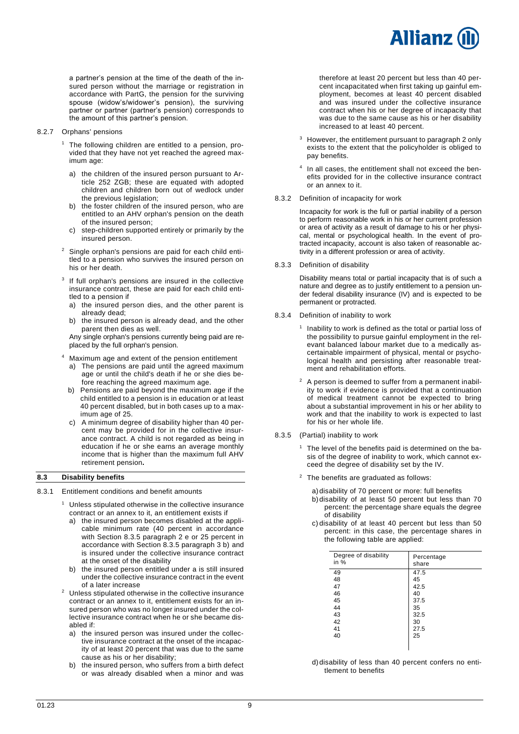a partner's pension at the time of the death of the insured person without the marriage or registration in accordance with PartG, the pension for the surviving spouse (widow's/widower's pension), the surviving partner or partner (partner's pension) corresponds to the amount of this partner's pension.

8.2.7 Orphans' pensions

[1] The following children are entitled to a pension, provided that they have not yet reached the agreed maximum age:

a) the children of the insured person pursuant to Article 252 ZGB; these are equated with adopted children and children born out of wedlock under the previous legislation;
b) the foster children of the insured person, who are entitled to an AHV orphan's pension on the death of the insured person;
c) step-children supported entirely or primarily by the insured person.

[2] Single orphan's pensions are paid for each child entitled to a pension who survives the insured person on his or her death.

[3] If full orphan's pensions are insured in the collective insurance contract, these are paid for each child entitled to a pension if

a) the insured person dies, and the other parent is already dead;
b) the insured person is already dead, and the other parent then dies as well.

Any single orphan's pensions currently being paid are replaced by the full orphan's pension.

[4] Maximum age and extent of the pension entitlement

a) The pensions are paid until the agreed maximum age or until the child's death if he or she dies before reaching the agreed maximum age.
b) Pensions are paid beyond the maximum age if the child entitled to a pension is in education or at least 40 percent disabled, but in both cases up to a maximum age of 25.
c) A minimum degree of disability higher than 40 percent may be provided for in the collective insurance contract. A child is not regarded as being in education if he or she earns an average monthly income that is higher than the maximum full AHV retirement pension**.**

## 8.3 Disability benefits

8.3.1 Entitlement conditions and benefit amounts

[1] Unless stipulated otherwise in the collective insurance contract or an annex to it, an entitlement exists if

a) the insured person becomes disabled at the applicable minimum rate (40 percent in accordance with Section 8.3.5 paragraph 2 e or 25 percent in accordance with Section 8.3.5 paragraph 3 b) and is insured under the collective insurance contract at the onset of the disability
b) the insured person entitled under a is still insured under the collective insurance contract in the event of a later increase

[2] Unless stipulated otherwise in the collective insurance contract or an annex to it, entitlement exists for an insured person who was no longer insured under the collective insurance contract when he or she became disabled if:

a) the insured person was insured under the collective insurance contract at the onset of the incapacity of at least 20 percent that was due to the same cause as his or her disability;
b) the insured person, who suffers from a birth defect or was already disabled when a minor and was therefore at least 20 percent but less than 40 percent incapacitated when first taking up gainful employment, becomes at least 40 percent disabled and was insured under the collective insurance contract when his or her degree of incapacity that was due to the same cause as his or her disability increased to at least 40 percent.

[3] However, the entitlement pursuant to paragraph 2 only exists to the extent that the policyholder is obliged to pay benefits.

[4] In all cases, the entitlement shall not exceed the benefits provided for in the collective insurance contract or an annex to it.

8.3.2 Definition of incapacity for work

Incapacity for work is the full or partial inability of a person to perform reasonable work in his or her current profession or area of activity as a result of damage to his or her physical, mental or psychological health. In the event of protracted incapacity, account is also taken of reasonable activity in a different profession or area of activity.

8.3.3 Definition of disability

Disability means total or partial incapacity that is of such a nature and degree as to justify entitlement to a pension under federal disability insurance (IV) and is expected to be permanent or protracted.

8.3.4 Definition of inability to work

[1] Inability to work is defined as the total or partial loss of the possibility to pursue gainful employment in the relevant balanced labour market due to a medically ascertainable impairment of physical, mental or psychological health and persisting after reasonable treatment and rehabilitation efforts.

[2] A person is deemed to suffer from a permanent inability to work if evidence is provided that a continuation of medical treatment cannot be expected to bring about a substantial improvement in his or her ability to work and that the inability to work is expected to last for his or her whole life.

8.3.5 (Partial) inability to work

[1] The level of the benefits paid is determined on the basis of the degree of inability to work, which cannot exceed the degree of disability set by the IV.

[2] The benefits are graduated as follows:

a) disability of 70 percent or more: full benefits
b) disability of at least 50 percent but less than 70 percent: the percentage share equals the degree of disability
c) disability of at least 40 percent but less than 50 percent: in this case, the percentage shares in the following table are applied:

| Degree of disability in % | Percentage share |
|---|---|
| 49 | 47.5 |
| 48 | 45 |
| 47 | 42.5 |
| 46 | 40 |
| 45 | 37.5 |
| 44 | 35 |
| 43 | 32.5 |
| 42 | 30 |
| 41 | 27.5 |
| 40 | 25 |

d) disability of less than 40 percent confers no entitlement to benefits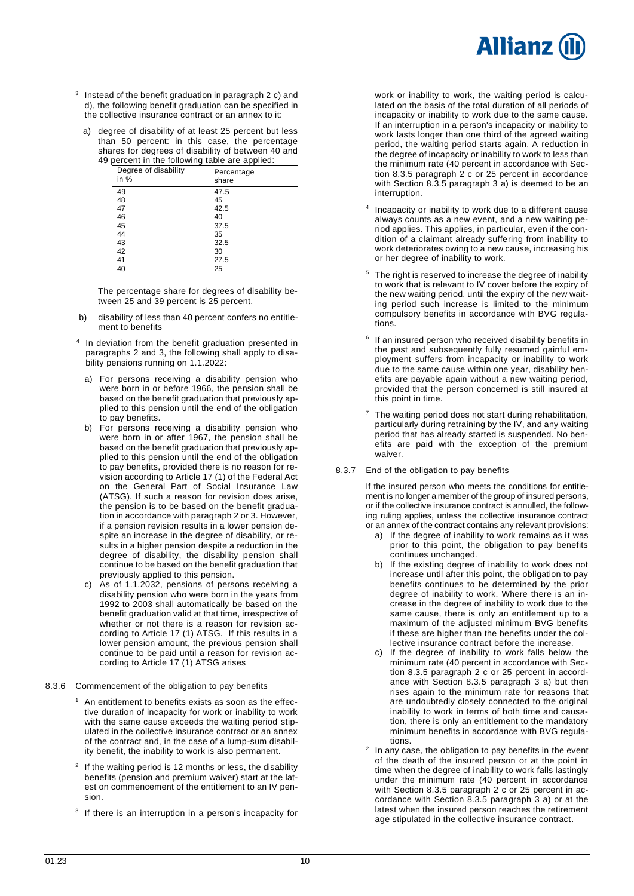[3] Instead of the benefit graduation in paragraph 2 c) and d), the following benefit graduation can be specified in the collective insurance contract or an annex to it:

a) degree of disability of at least 25 percent but less than 50 percent: in this case, the percentage shares for degrees of disability of between 40 and 49 percent in the following table are applied:

| Degree of disability in % | Percentage share |
|---|---|
| 49 | 47.5 |
| 48 | 45 |
| 47 | 42.5 |
| 46 | 40 |
| 45 | 37.5 |
| 44 | 35 |
| 43 | 32.5 |
| 42 | 30 |
| 41 | 27.5 |
| 40 | 25 |

The percentage share for degrees of disability between 25 and 39 percent is 25 percent.

b) disability of less than 40 percent confers no entitlement to benefits

[4] In deviation from the benefit graduation presented in paragraphs 2 and 3, the following shall apply to disability pensions running on 1.1.2022:

a) For persons receiving a disability pension who were born in or before 1966, the pension shall be based on the benefit graduation that previously applied to this pension until the end of the obligation to pay benefits.

b) For persons receiving a disability pension who were born in or after 1967, the pension shall be based on the benefit graduation that previously applied to this pension until the end of the obligation to pay benefits, provided there is no reason for revision according to Article 17 (1) of the Federal Act on the General Part of Social Insurance Law (ATSG). If such a reason for revision does arise, the pension is to be based on the benefit graduation in accordance with paragraph 2 or 3. However, if a pension revision results in a lower pension despite an increase in the degree of disability, or results in a higher pension despite a reduction in the degree of disability, the disability pension shall continue to be based on the benefit graduation that previously applied to this pension.

c) As of 1.1.2032, pensions of persons receiving a disability pension who were born in the years from 1992 to 2003 shall automatically be based on the benefit graduation valid at that time, irrespective of whether or not there is a reason for revision according to Article 17 (1) ATSG. If this results in a lower pension amount, the previous pension shall continue to be paid until a reason for revision according to Article 17 (1) ATSG arises

### 8.3.6 Commencement of the obligation to pay benefits

[1] An entitlement to benefits exists as soon as the effective duration of incapacity for work or inability to work with the same cause exceeds the waiting period stipulated in the collective insurance contract or an annex of the contract and, in the case of a lump-sum disability benefit, the inability to work is also permanent.

[2] If the waiting period is 12 months or less, the disability benefits (pension and premium waiver) start at the latest on commencement of the entitlement to an IV pension.

[3] If there is an interruption in a person's incapacity for work or inability to work, the waiting period is calculated on the basis of the total duration of all periods of incapacity or inability to work due to the same cause. If an interruption in a person's incapacity or inability to work lasts longer than one third of the agreed waiting period, the waiting period starts again. A reduction in the degree of incapacity or inability to work to less than the minimum rate (40 percent in accordance with Section 8.3.5 paragraph 2 c or 25 percent in accordance with Section 8.3.5 paragraph 3 a) is deemed to be an interruption.

[4] Incapacity or inability to work due to a different cause always counts as a new event, and a new waiting period applies. This applies, in particular, even if the condition of a claimant already suffering from inability to work deteriorates owing to a new cause, increasing his or her degree of inability to work.

[5] The right is reserved to increase the degree of inability to work that is relevant to IV cover before the expiry of the new waiting period. until the expiry of the new waiting period such increase is limited to the minimum compulsory benefits in accordance with BVG regulations.

[6] If an insured person who received disability benefits in the past and subsequently fully resumed gainful employment suffers from incapacity or inability to work due to the same cause within one year, disability benefits are payable again without a new waiting period, provided that the person concerned is still insured at this point in time.

[7] The waiting period does not start during rehabilitation, particularly during retraining by the IV, and any waiting period that has already started is suspended. No benefits are paid with the exception of the premium waiver.

### 8.3.7 End of the obligation to pay benefits

If the insured person who meets the conditions for entitlement is no longer a member of the group of insured persons, or if the collective insurance contract is annulled, the following ruling applies, unless the collective insurance contract or an annex of the contract contains any relevant provisions:

a) If the degree of inability to work remains as it was prior to this point, the obligation to pay benefits continues unchanged.

b) If the existing degree of inability to work does not increase until after this point, the obligation to pay benefits continues to be determined by the prior degree of inability to work. Where there is an increase in the degree of inability to work due to the same cause, there is only an entitlement up to a maximum of the adjusted minimum BVG benefits if these are higher than the benefits under the collective insurance contract before the increase.

c) If the degree of inability to work falls below the minimum rate (40 percent in accordance with Section 8.3.5 paragraph 2 c or 25 percent in accordance with Section 8.3.5 paragraph 3 a) but then rises again to the minimum rate for reasons that are undoubtedly closely connected to the original inability to work in terms of both time and causation, there is only an entitlement to the mandatory minimum benefits in accordance with BVG regulations.

[2] In any case, the obligation to pay benefits in the event of the death of the insured person or at the point in time when the degree of inability to work falls lastingly under the minimum rate (40 percent in accordance with Section 8.3.5 paragraph 2 c or 25 percent in accordance with Section 8.3.5 paragraph 3 a) or at the latest when the insured person reaches the retirement age stipulated in the collective insurance contract.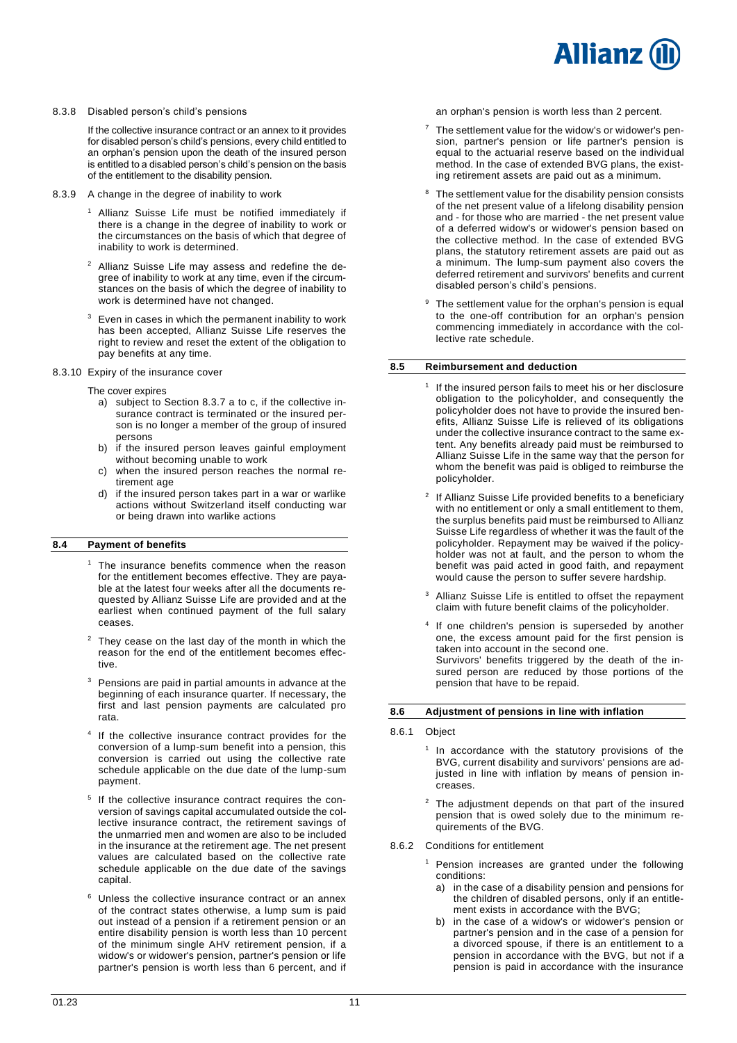8.3.8 Disabled person's child's pensions

If the collective insurance contract or an annex to it provides for disabled person's child's pensions, every child entitled to an orphan's pension upon the death of the insured person is entitled to a disabled person's child's pension on the basis of the entitlement to the disability pension.

8.3.9 A change in the degree of inability to work

[1] Allianz Suisse Life must be notified immediately if there is a change in the degree of inability to work or the circumstances on the basis of which that degree of inability to work is determined.

[2] Allianz Suisse Life may assess and redefine the degree of inability to work at any time, even if the circumstances on the basis of which the degree of inability to work is determined have not changed.

[3] Even in cases in which the permanent inability to work has been accepted, Allianz Suisse Life reserves the right to review and reset the extent of the obligation to pay benefits at any time.

8.3.10 Expiry of the insurance cover

The cover expires

a) subject to Section 8.3.7 a to c, if the collective insurance contract is terminated or the insured person is no longer a member of the group of insured persons
b) if the insured person leaves gainful employment without becoming unable to work
c) when the insured person reaches the normal retirement age
d) if the insured person takes part in a war or warlike actions without Switzerland itself conducting war or being drawn into warlike actions

## 8.4 Payment of benefits

[1] The insurance benefits commence when the reason for the entitlement becomes effective. They are payable at the latest four weeks after all the documents requested by Allianz Suisse Life are provided and at the earliest when continued payment of the full salary ceases.

[2] They cease on the last day of the month in which the reason for the end of the entitlement becomes effective.

[3] Pensions are paid in partial amounts in advance at the beginning of each insurance quarter. If necessary, the first and last pension payments are calculated pro rata.

[4] If the collective insurance contract provides for the conversion of a lump-sum benefit into a pension, this conversion is carried out using the collective rate schedule applicable on the due date of the lump-sum payment.

[5] If the collective insurance contract requires the conversion of savings capital accumulated outside the collective insurance contract, the retirement savings of the unmarried men and women are also to be included in the insurance at the retirement age. The net present values are calculated based on the collective rate schedule applicable on the due date of the savings capital.

[6] Unless the collective insurance contract or an annex of the contract states otherwise, a lump sum is paid out instead of a pension if a retirement pension or an entire disability pension is worth less than 10 percent of the minimum single AHV retirement pension, if a widow's or widower's pension, partner's pension or life partner's pension is worth less than 6 percent, and if an orphan's pension is worth less than 2 percent.

[7] The settlement value for the widow's or widower's pension, partner's pension or life partner's pension is equal to the actuarial reserve based on the individual method. In the case of extended BVG plans, the existing retirement assets are paid out as a minimum.

[8] The settlement value for the disability pension consists of the net present value of a lifelong disability pension and - for those who are married - the net present value of a deferred widow's or widower's pension based on the collective method. In the case of extended BVG plans, the statutory retirement assets are paid out as a minimum. The lump-sum payment also covers the deferred retirement and survivors' benefits and current disabled person's child's pensions.

[9] The settlement value for the orphan's pension is equal to the one-off contribution for an orphan's pension commencing immediately in accordance with the collective rate schedule.

## 8.5 Reimbursement and deduction

[1] If the insured person fails to meet his or her disclosure obligation to the policyholder, and consequently the policyholder does not have to provide the insured benefits, Allianz Suisse Life is relieved of its obligations under the collective insurance contract to the same extent. Any benefits already paid must be reimbursed to Allianz Suisse Life in the same way that the person for whom the benefit was paid is obliged to reimburse the policyholder.

[2] If Allianz Suisse Life provided benefits to a beneficiary with no entitlement or only a small entitlement to them, the surplus benefits paid must be reimbursed to Allianz Suisse Life regardless of whether it was the fault of the policyholder. Repayment may be waived if the policyholder was not at fault, and the person to whom the benefit was paid acted in good faith, and repayment would cause the person to suffer severe hardship.

[3] Allianz Suisse Life is entitled to offset the repayment claim with future benefit claims of the policyholder.

[4] If one children's pension is superseded by another one, the excess amount paid for the first pension is taken into account in the second one.
Survivors' benefits triggered by the death of the insured person are reduced by those portions of the pension that have to be repaid.

## 8.6 Adjustment of pensions in line with inflation

8.6.1 Object

[1] In accordance with the statutory provisions of the BVG, current disability and survivors' pensions are adjusted in line with inflation by means of pension increases.

[2] The adjustment depends on that part of the insured pension that is owed solely due to the minimum requirements of the BVG.

8.6.2 Conditions for entitlement

[1] Pension increases are granted under the following conditions:

a) in the case of a disability pension and pensions for the children of disabled persons, only if an entitlement exists in accordance with the BVG;
b) in the case of a widow's or widower's pension or partner's pension and in the case of a pension for a divorced spouse, if there is an entitlement to a pension in accordance with the BVG, but not if a pension is paid in accordance with the insurance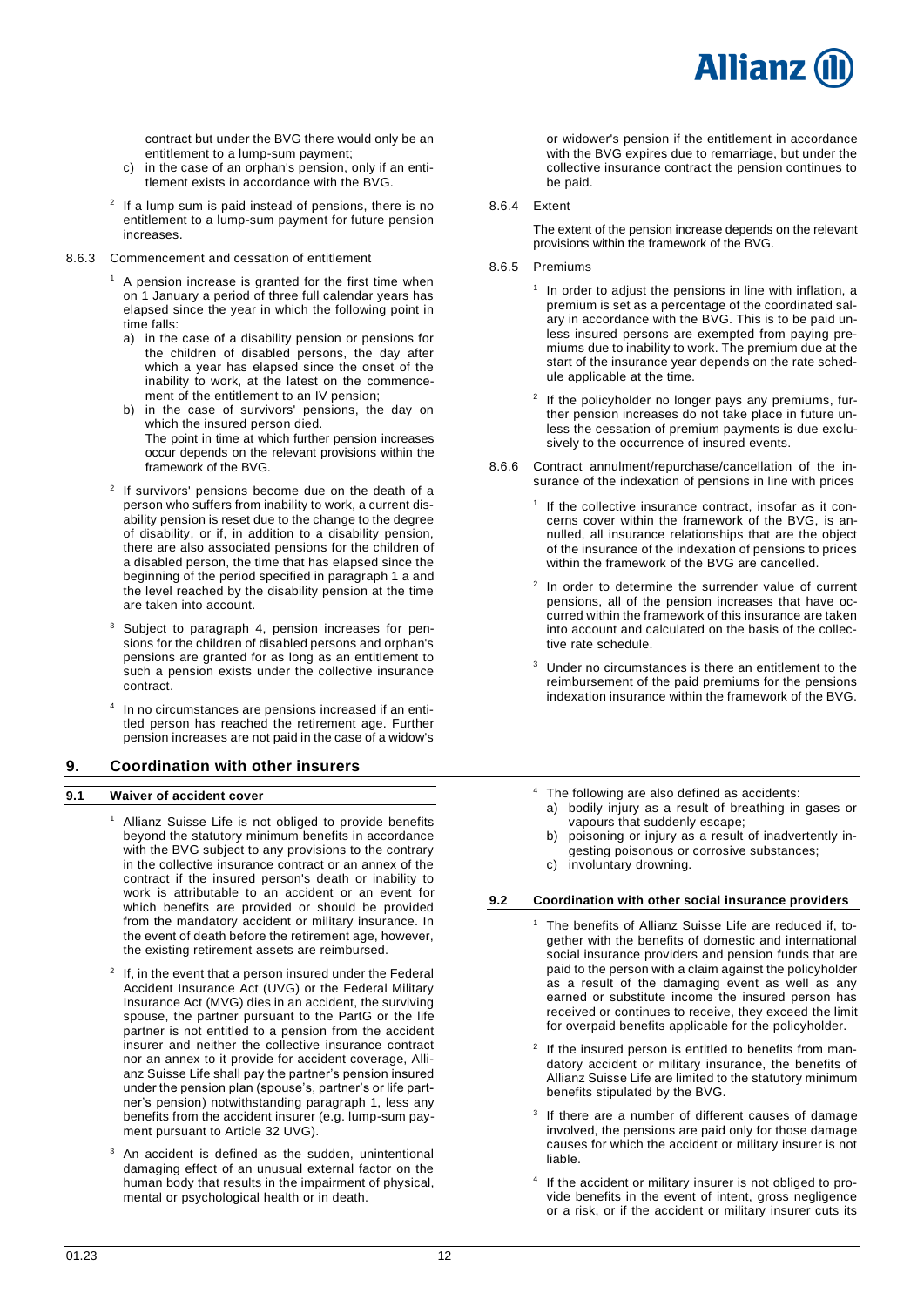contract but under the BVG there would only be an entitlement to a lump-sum payment;

c) in the case of an orphan's pension, only if an entitlement exists in accordance with the BVG.

[2] If a lump sum is paid instead of pensions, there is no entitlement to a lump-sum payment for future pension increases.

8.6.3 Commencement and cessation of entitlement

[1] A pension increase is granted for the first time when on 1 January a period of three full calendar years has elapsed since the year in which the following point in time falls:

a) in the case of a disability pension or pensions for the children of disabled persons, the day after which a year has elapsed since the onset of the inability to work, at the latest on the commencement of the entitlement to an IV pension;
b) in the case of survivors' pensions, the day on which the insured person died.
The point in time at which further pension increases occur depends on the relevant provisions within the framework of the BVG.

[2] If survivors' pensions become due on the death of a person who suffers from inability to work, a current disability pension is reset due to the change to the degree of disability, or if, in addition to a disability pension, there are also associated pensions for the children of a disabled person, the time that has elapsed since the beginning of the period specified in paragraph 1 a and the level reached by the disability pension at the time are taken into account.

[3] Subject to paragraph 4, pension increases for pensions for the children of disabled persons and orphan's pensions are granted for as long as an entitlement to such a pension exists under the collective insurance contract.

[4] In no circumstances are pensions increased if an entitled person has reached the retirement age. Further pension increases are not paid in the case of a widow's or widower's pension if the entitlement in accordance with the BVG expires due to remarriage, but under the collective insurance contract the pension continues to be paid.

8.6.4 Extent

The extent of the pension increase depends on the relevant provisions within the framework of the BVG.

8.6.5 Premiums

[1] In order to adjust the pensions in line with inflation, a premium is set as a percentage of the coordinated salary in accordance with the BVG. This is to be paid unless insured persons are exempted from paying premiums due to inability to work. The premium due at the start of the insurance year depends on the rate schedule applicable at the time.

[2] If the policyholder no longer pays any premiums, further pension increases do not take place in future unless the cessation of premium payments is due exclusively to the occurrence of insured events.

8.6.6 Contract annulment/repurchase/cancellation of the insurance of the indexation of pensions in line with prices

[1] If the collective insurance contract, insofar as it concerns cover within the framework of the BVG, is annulled, all insurance relationships that are the object of the insurance of the indexation of pensions to prices within the framework of the BVG are cancelled.

[2] In order to determine the surrender value of current pensions, all of the pension increases that have occurred within the framework of this insurance are taken into account and calculated on the basis of the collective rate schedule.

[3] Under no circumstances is there an entitlement to the reimbursement of the paid premiums for the pensions indexation insurance within the framework of the BVG.

## 9. Coordination with other insurers

### 9.1 Waiver of accident cover

[1] Allianz Suisse Life is not obliged to provide benefits beyond the statutory minimum benefits in accordance with the BVG subject to any provisions to the contrary in the collective insurance contract or an annex of the contract if the insured person's death or inability to work is attributable to an accident or an event for which benefits are provided or should be provided from the mandatory accident or military insurance. In the event of death before the retirement age, however, the existing retirement assets are reimbursed.

[2] If, in the event that a person insured under the Federal Accident Insurance Act (UVG) or the Federal Military Insurance Act (MVG) dies in an accident, the surviving spouse, the partner pursuant to the PartG or the life partner is not entitled to a pension from the accident insurer and neither the collective insurance contract nor an annex to it provide for accident coverage, Allianz Suisse Life shall pay the partner's pension insured under the pension plan (spouse's, partner's or life partner's pension) notwithstanding paragraph 1, less any benefits from the accident insurer (e.g. lump-sum payment pursuant to Article 32 UVG).

[3] An accident is defined as the sudden, unintentional damaging effect of an unusual external factor on the human body that results in the impairment of physical, mental or psychological health or in death.

[4] The following are also defined as accidents:

a) bodily injury as a result of breathing in gases or vapours that suddenly escape;
b) poisoning or injury as a result of inadvertently ingesting poisonous or corrosive substances;
c) involuntary drowning.

### 9.2 Coordination with other social insurance providers

[1] The benefits of Allianz Suisse Life are reduced if, together with the benefits of domestic and international social insurance providers and pension funds that are paid to the person with a claim against the policyholder as a result of the damaging event as well as any earned or substitute income the insured person has received or continues to receive, they exceed the limit for overpaid benefits applicable for the policyholder.

[2] If the insured person is entitled to benefits from mandatory accident or military insurance, the benefits of Allianz Suisse Life are limited to the statutory minimum benefits stipulated by the BVG.

[3] If there are a number of different causes of damage involved, the pensions are paid only for those damage causes for which the accident or military insurer is not liable.

[4] If the accident or military insurer is not obliged to provide benefits in the event of intent, gross negligence or a risk, or if the accident or military insurer cuts its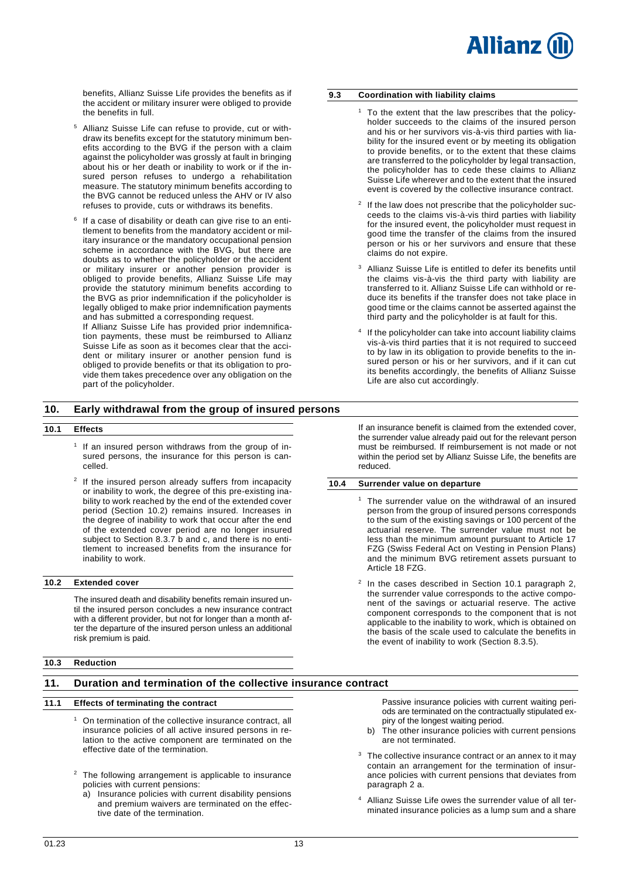benefits, Allianz Suisse Life provides the benefits as if the accident or military insurer were obliged to provide the benefits in full.

[5] Allianz Suisse Life can refuse to provide, cut or withdraw its benefits except for the statutory minimum benefits according to the BVG if the person with a claim against the policyholder was grossly at fault in bringing about his or her death or inability to work or if the insured person refuses to undergo a rehabilitation measure. The statutory minimum benefits according to the BVG cannot be reduced unless the AHV or IV also refuses to provide, cuts or withdraws its benefits.

[6] If a case of disability or death can give rise to an entitlement to benefits from the mandatory accident or military insurance or the mandatory occupational pension scheme in accordance with the BVG, but there are doubts as to whether the policyholder or the accident or military insurer or another pension provider is obliged to provide benefits, Allianz Suisse Life may provide the statutory minimum benefits according to the BVG as prior indemnification if the policyholder is legally obliged to make prior indemnification payments and has submitted a corresponding request.
If Allianz Suisse Life has provided prior indemnification payments, these must be reimbursed to Allianz Suisse Life as soon as it becomes clear that the accident or military insurer or another pension fund is obliged to provide benefits or that its obligation to provide them takes precedence over any obligation on the part of the policyholder.

### 9.3 Coordination with liability claims

[1] To the extent that the law prescribes that the policyholder succeeds to the claims of the insured person and his or her survivors vis-à-vis third parties with liability for the insured event or by meeting its obligation to provide benefits, or to the extent that these claims are transferred to the policyholder by legal transaction, the policyholder has to cede these claims to Allianz Suisse Life wherever and to the extent that the insured event is covered by the collective insurance contract.

[2] If the law does not prescribe that the policyholder succeeds to the claims vis-à-vis third parties with liability for the insured event, the policyholder must request in good time the transfer of the claims from the insured person or his or her survivors and ensure that these claims do not expire.

[3] Allianz Suisse Life is entitled to defer its benefits until the claims vis-à-vis the third party with liability are transferred to it. Allianz Suisse Life can withhold or reduce its benefits if the transfer does not take place in good time or the claims cannot be asserted against the third party and the policyholder is at fault for this.

[4] If the policyholder can take into account liability claims vis-à-vis third parties that it is not required to succeed to by law in its obligation to provide benefits to the insured person or his or her survivors, and if it can cut its benefits accordingly, the benefits of Allianz Suisse Life are also cut accordingly.

## 10. Early withdrawal from the group of insured persons

### 10.1 Effects

[1] If an insured person withdraws from the group of insured persons, the insurance for this person is cancelled.

[2] If the insured person already suffers from incapacity or inability to work, the degree of this pre-existing inability to work reached by the end of the extended cover period (Section 10.2) remains insured. Increases in the degree of inability to work that occur after the end of the extended cover period are no longer insured subject to Section 8.3.7 b and c, and there is no entitlement to increased benefits from the insurance for inability to work.

### 10.2 Extended cover

The insured death and disability benefits remain insured until the insured person concludes a new insurance contract with a different provider, but not for longer than a month after the departure of the insured person unless an additional risk premium is paid.

### 10.3 Reduction

If an insurance benefit is claimed from the extended cover, the surrender value already paid out for the relevant person must be reimbursed. If reimbursement is not made or not within the period set by Allianz Suisse Life, the benefits are reduced.

### 10.4 Surrender value on departure

[1] The surrender value on the withdrawal of an insured person from the group of insured persons corresponds to the sum of the existing savings or 100 percent of the actuarial reserve. The surrender value must not be less than the minimum amount pursuant to Article 17 FZG (Swiss Federal Act on Vesting in Pension Plans) and the minimum BVG retirement assets pursuant to Article 18 FZG.

[2] In the cases described in Section 10.1 paragraph 2, the surrender value corresponds to the active component of the savings or actuarial reserve. The active component corresponds to the component that is not applicable to the inability to work, which is obtained on the basis of the scale used to calculate the benefits in the event of inability to work (Section 8.3.5).

## 11. Duration and termination of the collective insurance contract

### 11.1 Effects of terminating the contract

[1] On termination of the collective insurance contract, all insurance policies of all active insured persons in relation to the active component are terminated on the effective date of the termination.

[2] The following arrangement is applicable to insurance policies with current pensions:

a) Insurance policies with current disability pensions and premium waivers are terminated on the effective date of the termination.
Passive insurance policies with current waiting periods are terminated on the contractually stipulated expiry of the longest waiting period.
b) The other insurance policies with current pensions are not terminated.

[3] The collective insurance contract or an annex to it may contain an arrangement for the termination of insurance policies with current pensions that deviates from paragraph 2 a.

[4] Allianz Suisse Life owes the surrender value of all terminated insurance policies as a lump sum and a share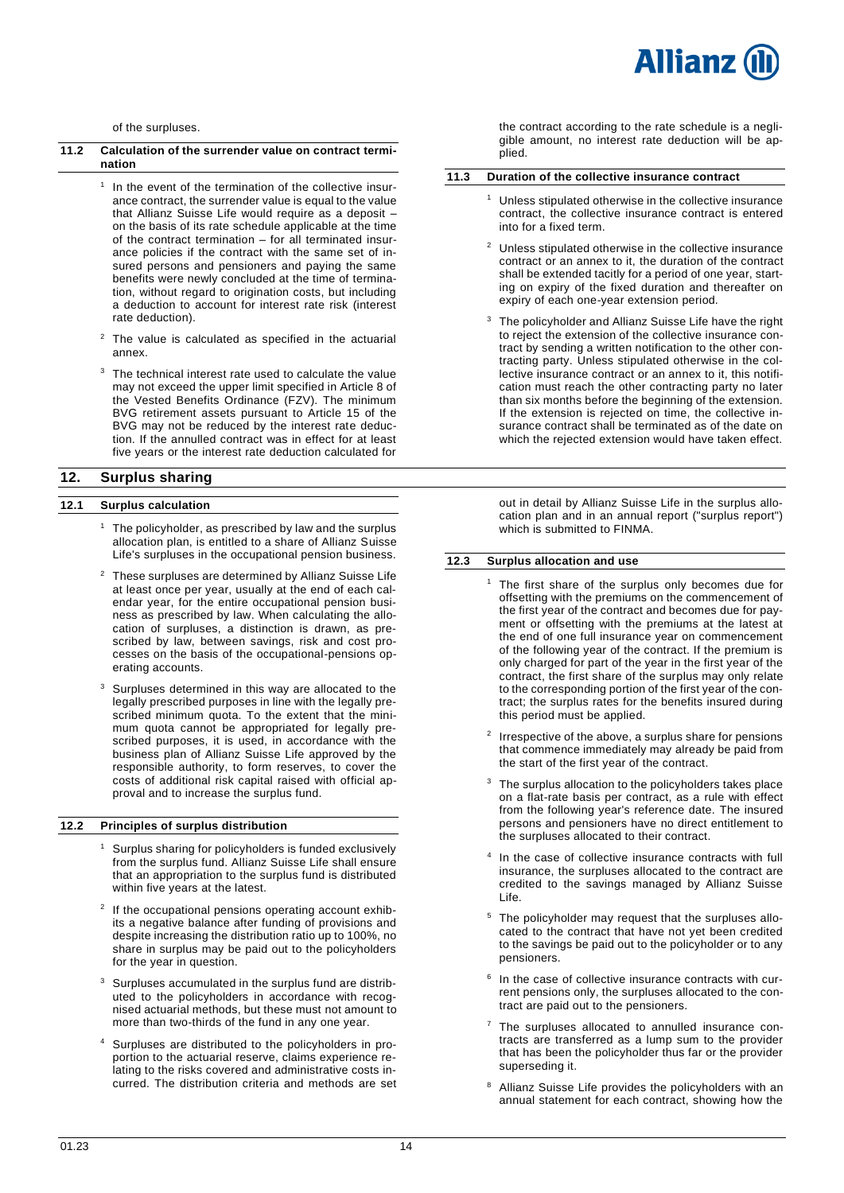of the surpluses.

### 11.2 Calculation of the surrender value on contract termination

[1] In the event of the termination of the collective insurance contract, the surrender value is equal to the value that Allianz Suisse Life would require as a deposit – on the basis of its rate schedule applicable at the time of the contract termination – for all terminated insurance policies if the contract with the same set of insured persons and pensioners and paying the same benefits were newly concluded at the time of termination, without regard to origination costs, but including a deduction to account for interest rate risk (interest rate deduction).

[2] The value is calculated as specified in the actuarial annex.

[3] The technical interest rate used to calculate the value may not exceed the upper limit specified in Article 8 of the Vested Benefits Ordinance (FZV). The minimum BVG retirement assets pursuant to Article 15 of the BVG may not be reduced by the interest rate deduction. If the annulled contract was in effect for at least five years or the interest rate deduction calculated for the contract according to the rate schedule is a negligible amount, no interest rate deduction will be applied.

### 11.3 Duration of the collective insurance contract

[1] Unless stipulated otherwise in the collective insurance contract, the collective insurance contract is entered into for a fixed term.

[2] Unless stipulated otherwise in the collective insurance contract or an annex to it, the duration of the contract shall be extended tacitly for a period of one year, starting on expiry of the fixed duration and thereafter on expiry of each one-year extension period.

[3] The policyholder and Allianz Suisse Life have the right to reject the extension of the collective insurance contract by sending a written notification to the other contracting party. Unless stipulated otherwise in the collective insurance contract or an annex to it, this notification must reach the other contracting party no later than six months before the beginning of the extension. If the extension is rejected on time, the collective insurance contract shall be terminated as of the date on which the rejected extension would have taken effect.

## 12. Surplus sharing

### 12.1 Surplus calculation

[1] The policyholder, as prescribed by law and the surplus allocation plan, is entitled to a share of Allianz Suisse Life's surpluses in the occupational pension business.

[2] These surpluses are determined by Allianz Suisse Life at least once per year, usually at the end of each calendar year, for the entire occupational pension business as prescribed by law. When calculating the allocation of surpluses, a distinction is drawn, as prescribed by law, between savings, risk and cost processes on the basis of the occupational-pensions operating accounts.

[3] Surpluses determined in this way are allocated to the legally prescribed purposes in line with the legally prescribed minimum quota. To the extent that the minimum quota cannot be appropriated for legally prescribed purposes, it is used, in accordance with the business plan of Allianz Suisse Life approved by the responsible authority, to form reserves, to cover the costs of additional risk capital raised with official approval and to increase the surplus fund.

### 12.2 Principles of surplus distribution

[1] Surplus sharing for policyholders is funded exclusively from the surplus fund. Allianz Suisse Life shall ensure that an appropriation to the surplus fund is distributed within five years at the latest.

[2] If the occupational pensions operating account exhibits a negative balance after funding of provisions and despite increasing the distribution ratio up to 100%, no share in surplus may be paid out to the policyholders for the year in question.

[3] Surpluses accumulated in the surplus fund are distributed to the policyholders in accordance with recognised actuarial methods, but these must not amount to more than two-thirds of the fund in any one year.

[4] Surpluses are distributed to the policyholders in proportion to the actuarial reserve, claims experience relating to the risks covered and administrative costs incurred. The distribution criteria and methods are set out in detail by Allianz Suisse Life in the surplus allocation plan and in an annual report ("surplus report") which is submitted to FINMA.

### 12.3 Surplus allocation and use

[1] The first share of the surplus only becomes due for offsetting with the premiums on the commencement of the first year of the contract and becomes due for payment or offsetting with the premiums at the latest at the end of one full insurance year on commencement of the following year of the contract. If the premium is only charged for part of the year in the first year of the contract, the first share of the surplus may only relate to the corresponding portion of the first year of the contract; the surplus rates for the benefits insured during this period must be applied.

[2] Irrespective of the above, a surplus share for pensions that commence immediately may already be paid from the start of the first year of the contract.

[3] The surplus allocation to the policyholders takes place on a flat-rate basis per contract, as a rule with effect from the following year's reference date. The insured persons and pensioners have no direct entitlement to the surpluses allocated to their contract.

[4] In the case of collective insurance contracts with full insurance, the surpluses allocated to the contract are credited to the savings managed by Allianz Suisse Life.

[5] The policyholder may request that the surpluses allocated to the contract that have not yet been credited to the savings be paid out to the policyholder or to any pensioners.

[6] In the case of collective insurance contracts with current pensions only, the surpluses allocated to the contract are paid out to the pensioners.

[7] The surpluses allocated to annulled insurance contracts are transferred as a lump sum to the provider that has been the policyholder thus far or the provider superseding it.

[8] Allianz Suisse Life provides the policyholders with an annual statement for each contract, showing how the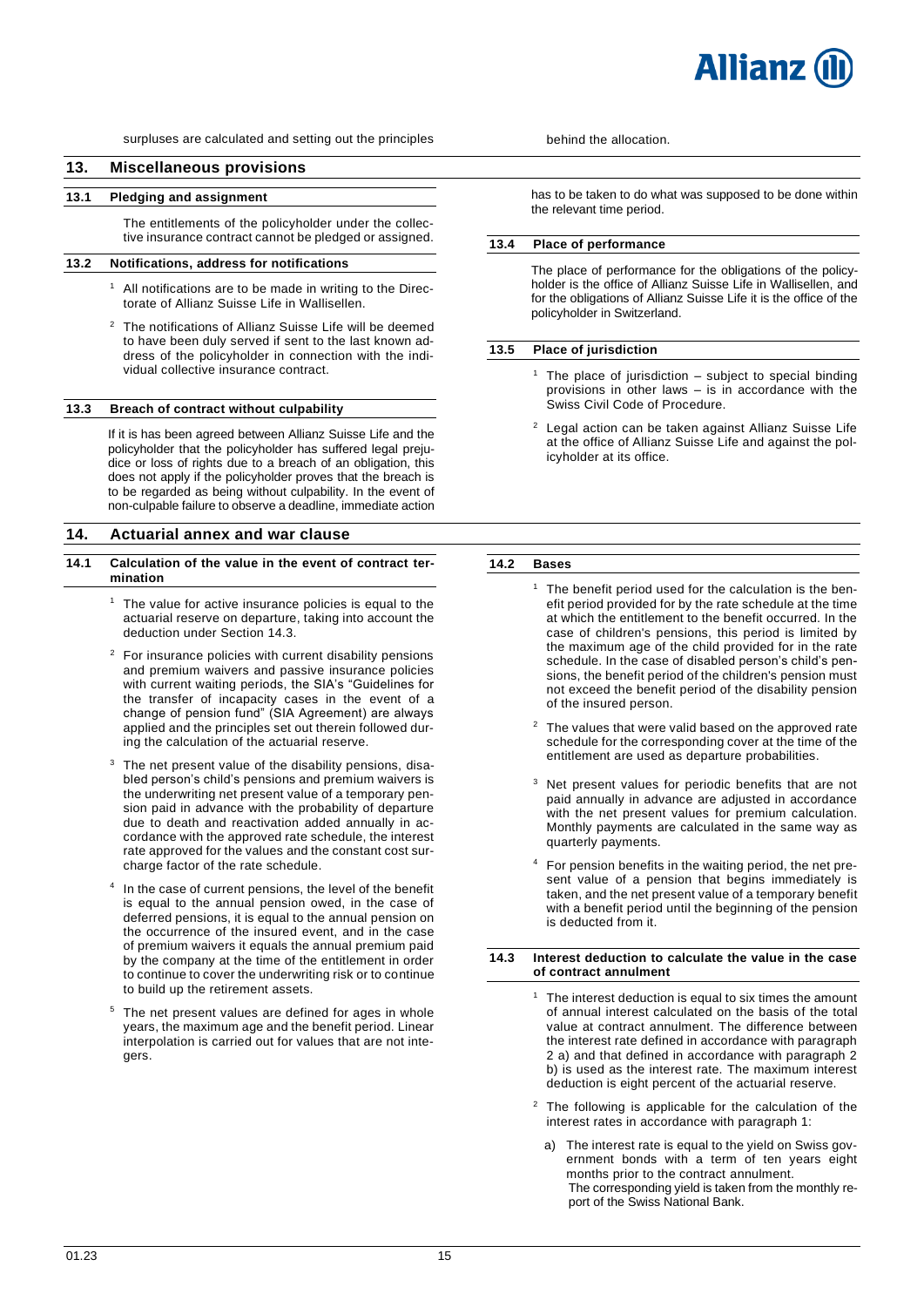surpluses are calculated and setting out the principles behind the allocation.

## 13. Miscellaneous provisions

### 13.1 Pledging and assignment

The entitlements of the policyholder under the collective insurance contract cannot be pledged or assigned.

### 13.2 Notifications, address for notifications

[1] All notifications are to be made in writing to the Directorate of Allianz Suisse Life in Wallisellen.

[2] The notifications of Allianz Suisse Life will be deemed to have been duly served if sent to the last known address of the policyholder in connection with the individual collective insurance contract.

### 13.3 Breach of contract without culpability

If it is has been agreed between Allianz Suisse Life and the policyholder that the policyholder has suffered legal prejudice or loss of rights due to a breach of an obligation, this does not apply if the policyholder proves that the breach is to be regarded as being without culpability. In the event of non-culpable failure to observe a deadline, immediate action has to be taken to do what was supposed to be done within the relevant time period.

### 13.4 Place of performance

The place of performance for the obligations of the policyholder is the office of Allianz Suisse Life in Wallisellen, and for the obligations of Allianz Suisse Life it is the office of the policyholder in Switzerland.

### 13.5 Place of jurisdiction

[1] The place of jurisdiction – subject to special binding provisions in other laws – is in accordance with the Swiss Civil Code of Procedure.

[2] Legal action can be taken against Allianz Suisse Life at the office of Allianz Suisse Life and against the policyholder at its office.

## 14. Actuarial annex and war clause

### 14.1 Calculation of the value in the event of contract termination

[1] The value for active insurance policies is equal to the actuarial reserve on departure, taking into account the deduction under Section 14.3.

[2] For insurance policies with current disability pensions and premium waivers and passive insurance policies with current waiting periods, the SIA's "Guidelines for the transfer of incapacity cases in the event of a change of pension fund" (SIA Agreement) are always applied and the principles set out therein followed during the calculation of the actuarial reserve.

[3] The net present value of the disability pensions, disabled person's child's pensions and premium waivers is the underwriting net present value of a temporary pension paid in advance with the probability of departure due to death and reactivation added annually in accordance with the approved rate schedule, the interest rate approved for the values and the constant cost surcharge factor of the rate schedule.

[4] In the case of current pensions, the level of the benefit is equal to the annual pension owed, in the case of deferred pensions, it is equal to the annual pension on the occurrence of the insured event, and in the case of premium waivers it equals the annual premium paid by the company at the time of the entitlement in order to continue to cover the underwriting risk or to continue to build up the retirement assets.

[5] The net present values are defined for ages in whole years, the maximum age and the benefit period. Linear interpolation is carried out for values that are not integers.

### 14.2 Bases

[1] The benefit period used for the calculation is the benefit period provided for by the rate schedule at the time at which the entitlement to the benefit occurred. In the case of children's pensions, this period is limited by the maximum age of the child provided for in the rate schedule. In the case of disabled person's child's pensions, the benefit period of the children's pension must not exceed the benefit period of the disability pension of the insured person.

[2] The values that were valid based on the approved rate schedule for the corresponding cover at the time of the entitlement are used as departure probabilities.

[3] Net present values for periodic benefits that are not paid annually in advance are adjusted in accordance with the net present values for premium calculation. Monthly payments are calculated in the same way as quarterly payments.

[4] For pension benefits in the waiting period, the net present value of a pension that begins immediately is taken, and the net present value of a temporary benefit with a benefit period until the beginning of the pension is deducted from it.

### 14.3 Interest deduction to calculate the value in the case of contract annulment

[1] The interest deduction is equal to six times the amount of annual interest calculated on the basis of the total value at contract annulment. The difference between the interest rate defined in accordance with paragraph 2 a) and that defined in accordance with paragraph 2 b) is used as the interest rate. The maximum interest deduction is eight percent of the actuarial reserve.

[2] The following is applicable for the calculation of the interest rates in accordance with paragraph 1:

a) The interest rate is equal to the yield on Swiss government bonds with a term of ten years eight months prior to the contract annulment.
The corresponding yield is taken from the monthly report of the Swiss National Bank.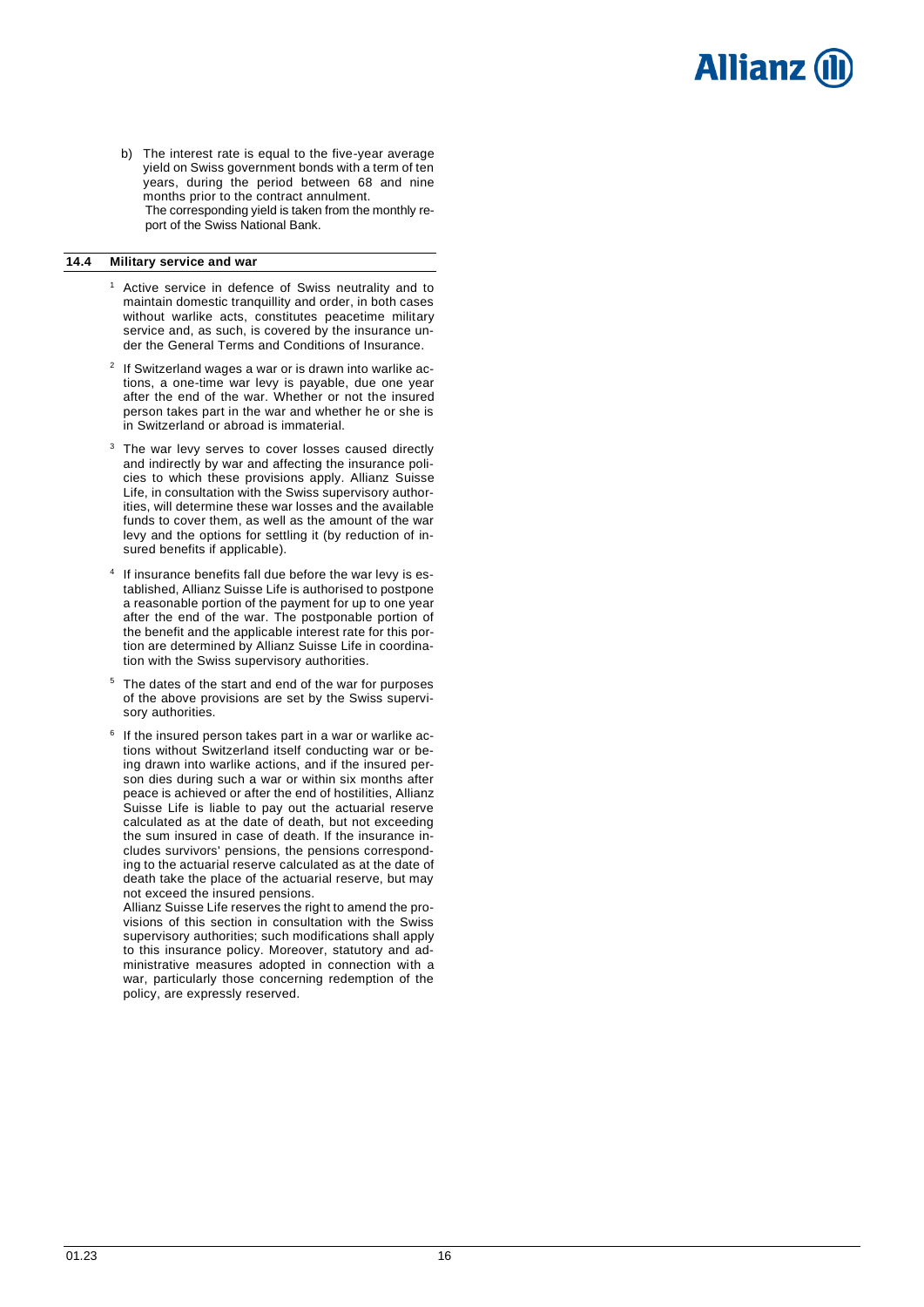b) The interest rate is equal to the five-year average yield on Swiss government bonds with a term of ten years, during the period between 68 and nine months prior to the contract annulment. The corresponding yield is taken from the monthly report of the Swiss National Bank.

### 14.4 Military service and war

[1] Active service in defence of Swiss neutrality and to maintain domestic tranquillity and order, in both cases without warlike acts, constitutes peacetime military service and, as such, is covered by the insurance under the General Terms and Conditions of Insurance.

[2] If Switzerland wages a war or is drawn into warlike actions, a one-time war levy is payable, due one year after the end of the war. Whether or not the insured person takes part in the war and whether he or she is in Switzerland or abroad is immaterial.

[3] The war levy serves to cover losses caused directly and indirectly by war and affecting the insurance policies to which these provisions apply. Allianz Suisse Life, in consultation with the Swiss supervisory authorities, will determine these war losses and the available funds to cover them, as well as the amount of the war levy and the options for settling it (by reduction of insured benefits if applicable).

[4] If insurance benefits fall due before the war levy is established, Allianz Suisse Life is authorised to postpone a reasonable portion of the payment for up to one year after the end of the war. The postponable portion of the benefit and the applicable interest rate for this portion are determined by Allianz Suisse Life in coordination with the Swiss supervisory authorities.

[5] The dates of the start and end of the war for purposes of the above provisions are set by the Swiss supervisory authorities.

[6] If the insured person takes part in a war or warlike actions without Switzerland itself conducting war or being drawn into warlike actions, and if the insured person dies during such a war or within six months after peace is achieved or after the end of hostilities, Allianz Suisse Life is liable to pay out the actuarial reserve calculated as at the date of death, but not exceeding the sum insured in case of death. If the insurance includes survivors' pensions, the pensions corresponding to the actuarial reserve calculated as at the date of death take the place of the actuarial reserve, but may not exceed the insured pensions.
Allianz Suisse Life reserves the right to amend the provisions of this section in consultation with the Swiss supervisory authorities; such modifications shall apply to this insurance policy. Moreover, statutory and administrative measures adopted in connection with a war, particularly those concerning redemption of the policy, are expressly reserved.